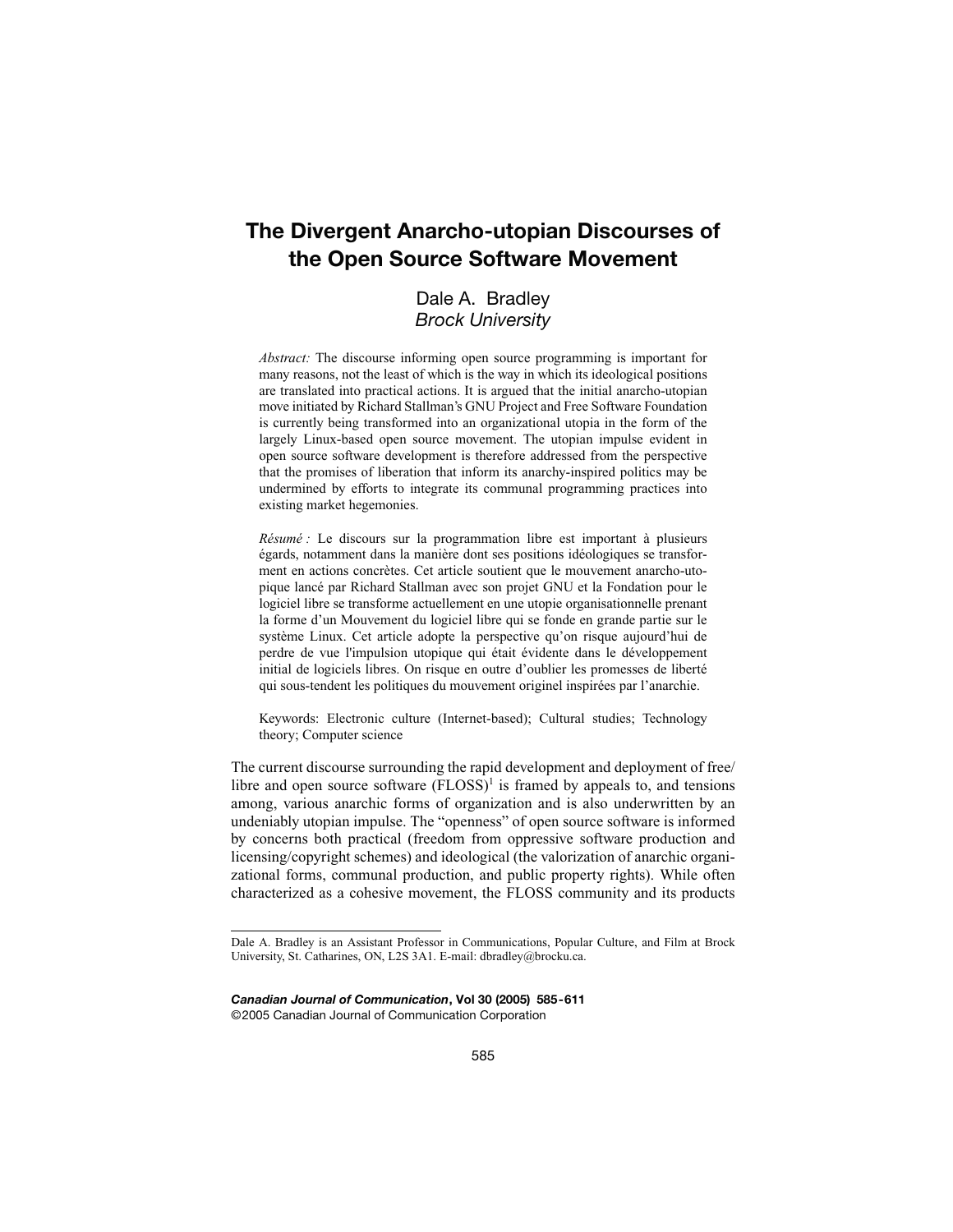# The Divergent Anarcho-utopian Discourses of the Open Source Software Movement

Dale A. Bradley
*Brock University*

*Abstract:* The discourse informing open source programming is important for many reasons, not the least of which is the way in which its ideological positions are translated into practical actions. It is argued that the initial anarcho-utopian move initiated by Richard Stallman's GNU Project and Free Software Foundation is currently being transformed into an organizational utopia in the form of the largely Linux-based open source movement. The utopian impulse evident in open source software development is therefore addressed from the perspective that the promises of liberation that inform its anarchy-inspired politics may be undermined by efforts to integrate its communal programming practices into existing market hegemonies.

*Résumé :* Le discours sur la programmation libre est important à plusieurs égards, notamment dans la manière dont ses positions idéologiques se transforment en actions concrètes. Cet article soutient que le mouvement anarcho-utopique lancé par Richard Stallman avec son projet GNU et la Fondation pour le logiciel libre se transforme actuellement en une utopie organisationnelle prenant la forme d'un Mouvement du logiciel libre qui se fonde en grande partie sur le système Linux. Cet article adopte la perspective qu'on risque aujourd'hui de perdre de vue l'impulsion utopique qui était évidente dans le développement initial de logiciels libres. On risque en outre d'oublier les promesses de liberté qui sous-tendent les politiques du mouvement originel inspirées par l'anarchie.

Keywords: Electronic culture (Internet-based); Cultural studies; Technology theory; Computer science

The current discourse surrounding the rapid development and deployment of free/libre and open source software (FLOSS)[1] is framed by appeals to, and tensions among, various anarchic forms of organization and is also underwritten by an undeniably utopian impulse. The "openness" of open source software is informed by concerns both practical (freedom from oppressive software production and licensing/copyright schemes) and ideological (the valorization of anarchic organizational forms, communal production, and public property rights). While often characterized as a cohesive movement, the FLOSS community and its products

---

Dale A. Bradley is an Assistant Professor in Communications, Popular Culture, and Film at Brock University, St. Catharines, ON, L2S 3A1. E-mail: dbradley@brocku.ca.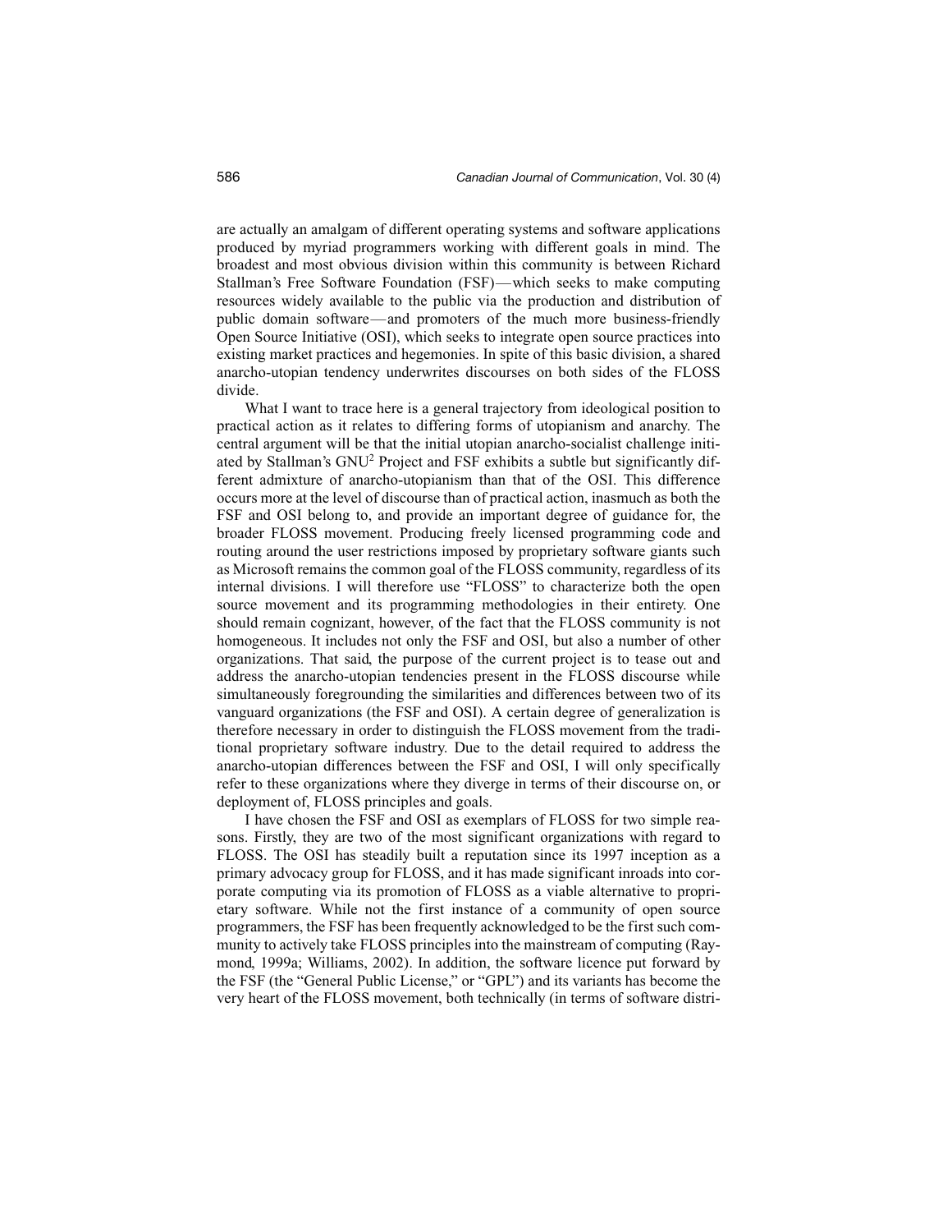are actually an amalgam of different operating systems and software applications produced by myriad programmers working with different goals in mind. The broadest and most obvious division within this community is between Richard Stallman's Free Software Foundation (FSF)—which seeks to make computing resources widely available to the public via the production and distribution of public domain software—and promoters of the much more business-friendly Open Source Initiative (OSI), which seeks to integrate open source practices into existing market practices and hegemonies. In spite of this basic division, a shared anarcho-utopian tendency underwrites discourses on both sides of the FLOSS divide.

What I want to trace here is a general trajectory from ideological position to practical action as it relates to differing forms of utopianism and anarchy. The central argument will be that the initial utopian anarcho-socialist challenge initiated by Stallman's GNU[2] Project and FSF exhibits a subtle but significantly different admixture of anarcho-utopianism than that of the OSI. This difference occurs more at the level of discourse than of practical action, inasmuch as both the FSF and OSI belong to, and provide an important degree of guidance for, the broader FLOSS movement. Producing freely licensed programming code and routing around the user restrictions imposed by proprietary software giants such as Microsoft remains the common goal of the FLOSS community, regardless of its internal divisions. I will therefore use "FLOSS" to characterize both the open source movement and its programming methodologies in their entirety. One should remain cognizant, however, of the fact that the FLOSS community is not homogeneous. It includes not only the FSF and OSI, but also a number of other organizations. That said, the purpose of the current project is to tease out and address the anarcho-utopian tendencies present in the FLOSS discourse while simultaneously foregrounding the similarities and differences between two of its vanguard organizations (the FSF and OSI). A certain degree of generalization is therefore necessary in order to distinguish the FLOSS movement from the traditional proprietary software industry. Due to the detail required to address the anarcho-utopian differences between the FSF and OSI, I will only specifically refer to these organizations where they diverge in terms of their discourse on, or deployment of, FLOSS principles and goals.

I have chosen the FSF and OSI as exemplars of FLOSS for two simple reasons. Firstly, they are two of the most significant organizations with regard to FLOSS. The OSI has steadily built a reputation since its 1997 inception as a primary advocacy group for FLOSS, and it has made significant inroads into corporate computing via its promotion of FLOSS as a viable alternative to proprietary software. While not the first instance of a community of open source programmers, the FSF has been frequently acknowledged to be the first such community to actively take FLOSS principles into the mainstream of computing (Raymond, 1999a; Williams, 2002). In addition, the software licence put forward by the FSF (the "General Public License," or "GPL") and its variants has become the very heart of the FLOSS movement, both technically (in terms of software distri-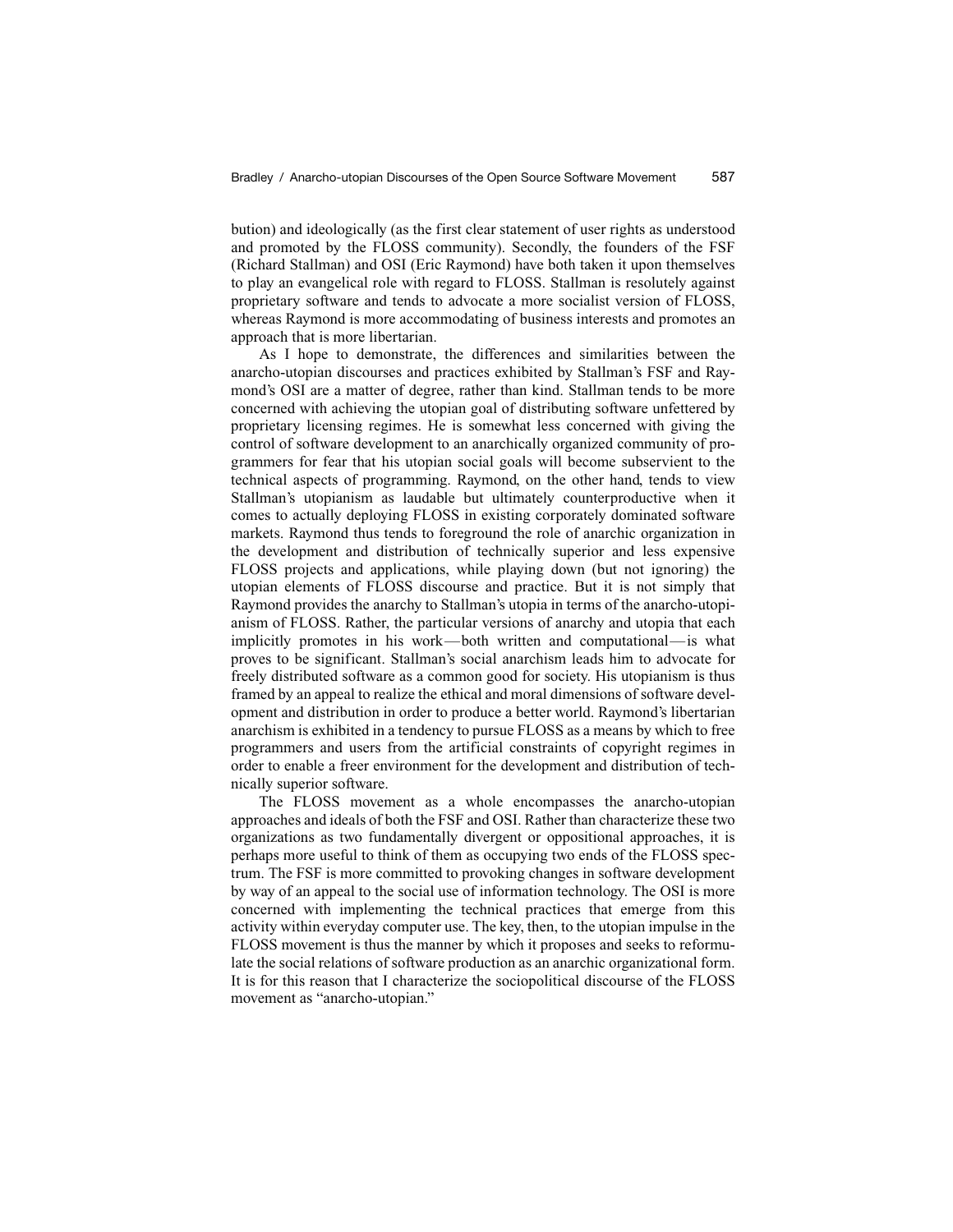bution) and ideologically (as the first clear statement of user rights as understood and promoted by the FLOSS community). Secondly, the founders of the FSF (Richard Stallman) and OSI (Eric Raymond) have both taken it upon themselves to play an evangelical role with regard to FLOSS. Stallman is resolutely against proprietary software and tends to advocate a more socialist version of FLOSS, whereas Raymond is more accommodating of business interests and promotes an approach that is more libertarian.

As I hope to demonstrate, the differences and similarities between the anarcho-utopian discourses and practices exhibited by Stallman's FSF and Raymond's OSI are a matter of degree, rather than kind. Stallman tends to be more concerned with achieving the utopian goal of distributing software unfettered by proprietary licensing regimes. He is somewhat less concerned with giving the control of software development to an anarchically organized community of programmers for fear that his utopian social goals will become subservient to the technical aspects of programming. Raymond, on the other hand, tends to view Stallman's utopianism as laudable but ultimately counterproductive when it comes to actually deploying FLOSS in existing corporately dominated software markets. Raymond thus tends to foreground the role of anarchic organization in the development and distribution of technically superior and less expensive FLOSS projects and applications, while playing down (but not ignoring) the utopian elements of FLOSS discourse and practice. But it is not simply that Raymond provides the anarchy to Stallman's utopia in terms of the anarcho-utopianism of FLOSS. Rather, the particular versions of anarchy and utopia that each implicitly promotes in his work—both written and computational—is what proves to be significant. Stallman's social anarchism leads him to advocate for freely distributed software as a common good for society. His utopianism is thus framed by an appeal to realize the ethical and moral dimensions of software development and distribution in order to produce a better world. Raymond's libertarian anarchism is exhibited in a tendency to pursue FLOSS as a means by which to free programmers and users from the artificial constraints of copyright regimes in order to enable a freer environment for the development and distribution of technically superior software.

The FLOSS movement as a whole encompasses the anarcho-utopian approaches and ideals of both the FSF and OSI. Rather than characterize these two organizations as two fundamentally divergent or oppositional approaches, it is perhaps more useful to think of them as occupying two ends of the FLOSS spectrum. The FSF is more committed to provoking changes in software development by way of an appeal to the social use of information technology. The OSI is more concerned with implementing the technical practices that emerge from this activity within everyday computer use. The key, then, to the utopian impulse in the FLOSS movement is thus the manner by which it proposes and seeks to reformulate the social relations of software production as an anarchic organizational form. It is for this reason that I characterize the sociopolitical discourse of the FLOSS movement as "anarcho-utopian."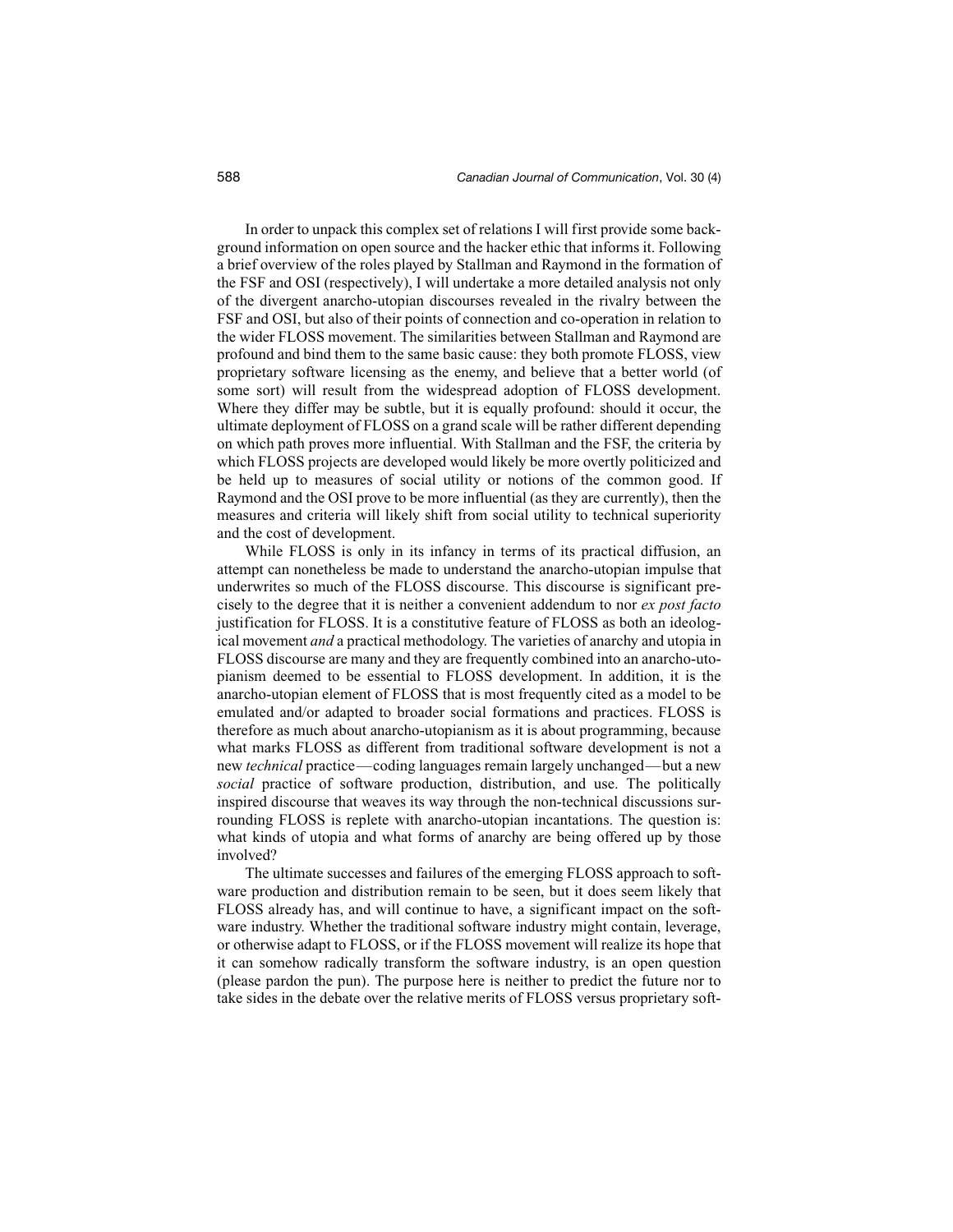In order to unpack this complex set of relations I will first provide some background information on open source and the hacker ethic that informs it. Following a brief overview of the roles played by Stallman and Raymond in the formation of the FSF and OSI (respectively), I will undertake a more detailed analysis not only of the divergent anarcho-utopian discourses revealed in the rivalry between the FSF and OSI, but also of their points of connection and co-operation in relation to the wider FLOSS movement. The similarities between Stallman and Raymond are profound and bind them to the same basic cause: they both promote FLOSS, view proprietary software licensing as the enemy, and believe that a better world (of some sort) will result from the widespread adoption of FLOSS development. Where they differ may be subtle, but it is equally profound: should it occur, the ultimate deployment of FLOSS on a grand scale will be rather different depending on which path proves more influential. With Stallman and the FSF, the criteria by which FLOSS projects are developed would likely be more overtly politicized and be held up to measures of social utility or notions of the common good. If Raymond and the OSI prove to be more influential (as they are currently), then the measures and criteria will likely shift from social utility to technical superiority and the cost of development.

While FLOSS is only in its infancy in terms of its practical diffusion, an attempt can nonetheless be made to understand the anarcho-utopian impulse that underwrites so much of the FLOSS discourse. This discourse is significant precisely to the degree that it is neither a convenient addendum to nor *ex post facto* justification for FLOSS. It is a constitutive feature of FLOSS as both an ideological movement *and* a practical methodology. The varieties of anarchy and utopia in FLOSS discourse are many and they are frequently combined into an anarcho-utopianism deemed to be essential to FLOSS development. In addition, it is the anarcho-utopian element of FLOSS that is most frequently cited as a model to be emulated and/or adapted to broader social formations and practices. FLOSS is therefore as much about anarcho-utopianism as it is about programming, because what marks FLOSS as different from traditional software development is not a new *technical* practice—coding languages remain largely unchanged—but a new *social* practice of software production, distribution, and use. The politically inspired discourse that weaves its way through the non-technical discussions surrounding FLOSS is replete with anarcho-utopian incantations. The question is: what kinds of utopia and what forms of anarchy are being offered up by those involved?

The ultimate successes and failures of the emerging FLOSS approach to software production and distribution remain to be seen, but it does seem likely that FLOSS already has, and will continue to have, a significant impact on the software industry. Whether the traditional software industry might contain, leverage, or otherwise adapt to FLOSS, or if the FLOSS movement will realize its hope that it can somehow radically transform the software industry, is an open question (please pardon the pun). The purpose here is neither to predict the future nor to take sides in the debate over the relative merits of FLOSS versus proprietary soft-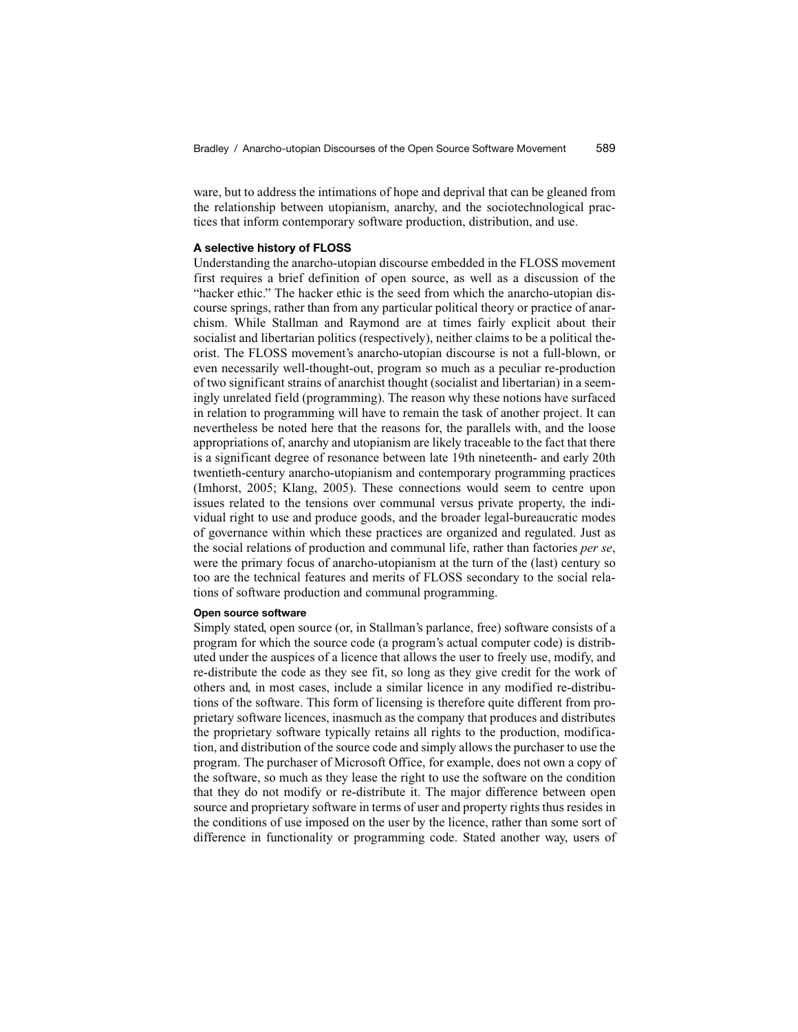ware, but to address the intimations of hope and deprival that can be gleaned from the relationship between utopianism, anarchy, and the sociotechnological practices that inform contemporary software production, distribution, and use.

### A selective history of FLOSS

Understanding the anarcho-utopian discourse embedded in the FLOSS movement first requires a brief definition of open source, as well as a discussion of the "hacker ethic." The hacker ethic is the seed from which the anarcho-utopian discourse springs, rather than from any particular political theory or practice of anarchism. While Stallman and Raymond are at times fairly explicit about their socialist and libertarian politics (respectively), neither claims to be a political theorist. The FLOSS movement's anarcho-utopian discourse is not a full-blown, or even necessarily well-thought-out, program so much as a peculiar re-production of two significant strains of anarchist thought (socialist and libertarian) in a seemingly unrelated field (programming). The reason why these notions have surfaced in relation to programming will have to remain the task of another project. It can nevertheless be noted here that the reasons for, the parallels with, and the loose appropriations of, anarchy and utopianism are likely traceable to the fact that there is a significant degree of resonance between late 19th nineteenth- and early 20th twentieth-century anarcho-utopianism and contemporary programming practices (Imhorst, 2005; Klang, 2005). These connections would seem to centre upon issues related to the tensions over communal versus private property, the individual right to use and produce goods, and the broader legal-bureaucratic modes of governance within which these practices are organized and regulated. Just as the social relations of production and communal life, rather than factories *per se*, were the primary focus of anarcho-utopianism at the turn of the (last) century so too are the technical features and merits of FLOSS secondary to the social relations of software production and communal programming.

#### Open source software

Simply stated, open source (or, in Stallman's parlance, free) software consists of a program for which the source code (a program's actual computer code) is distributed under the auspices of a licence that allows the user to freely use, modify, and re-distribute the code as they see fit, so long as they give credit for the work of others and, in most cases, include a similar licence in any modified re-distributions of the software. This form of licensing is therefore quite different from proprietary software licences, inasmuch as the company that produces and distributes the proprietary software typically retains all rights to the production, modification, and distribution of the source code and simply allows the purchaser to use the program. The purchaser of Microsoft Office, for example, does not own a copy of the software, so much as they lease the right to use the software on the condition that they do not modify or re-distribute it. The major difference between open source and proprietary software in terms of user and property rights thus resides in the conditions of use imposed on the user by the licence, rather than some sort of difference in functionality or programming code. Stated another way, users of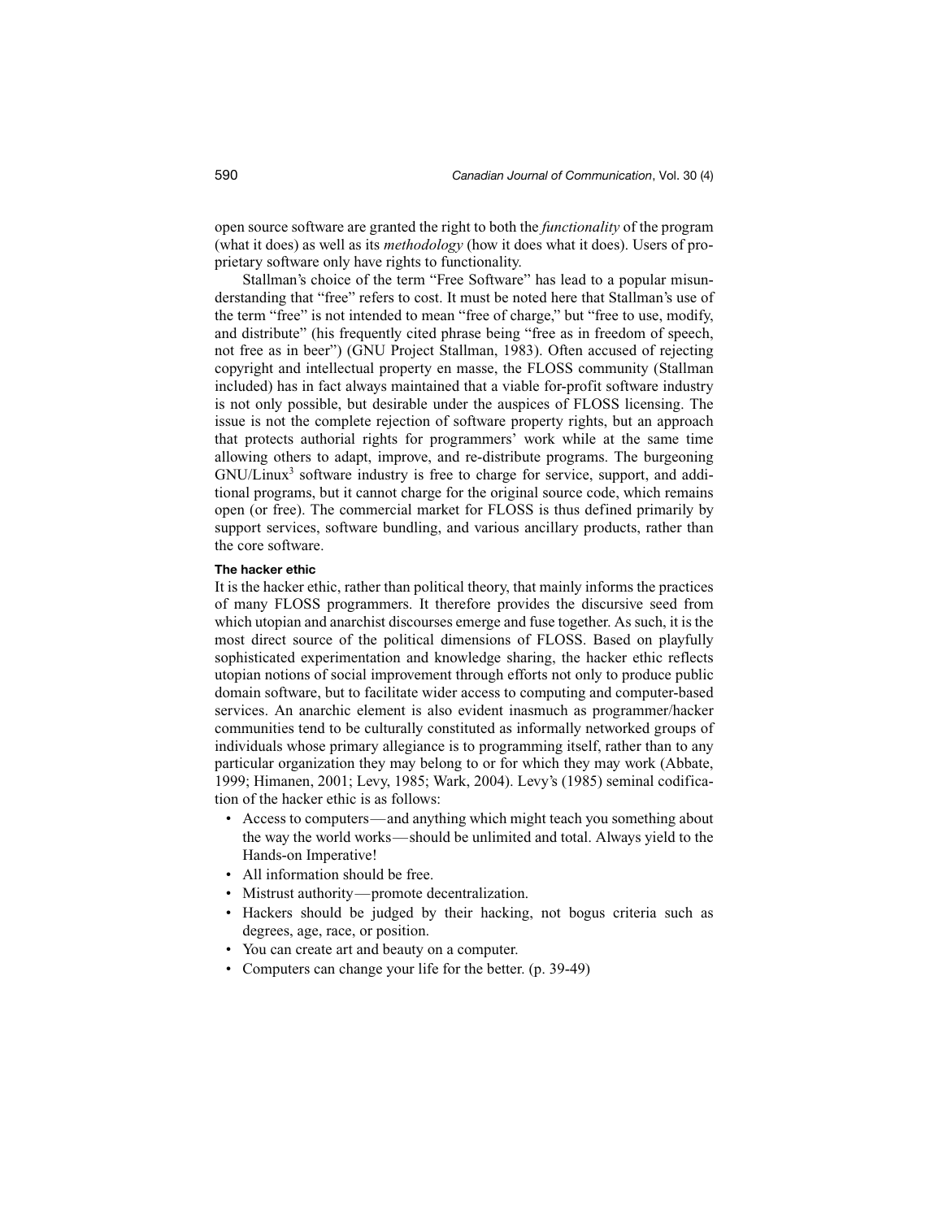open source software are granted the right to both the *functionality* of the program (what it does) as well as its *methodology* (how it does what it does). Users of proprietary software only have rights to functionality.

Stallman's choice of the term "Free Software" has lead to a popular misunderstanding that "free" refers to cost. It must be noted here that Stallman's use of the term "free" is not intended to mean "free of charge," but "free to use, modify, and distribute" (his frequently cited phrase being "free as in freedom of speech, not free as in beer") (GNU Project Stallman, 1983). Often accused of rejecting copyright and intellectual property en masse, the FLOSS community (Stallman included) has in fact always maintained that a viable for-profit software industry is not only possible, but desirable under the auspices of FLOSS licensing. The issue is not the complete rejection of software property rights, but an approach that protects authorial rights for programmers' work while at the same time allowing others to adapt, improve, and re-distribute programs. The burgeoning GNU/Linux[3] software industry is free to charge for service, support, and additional programs, but it cannot charge for the original source code, which remains open (or free). The commercial market for FLOSS is thus defined primarily by support services, software bundling, and various ancillary products, rather than the core software.

#### The hacker ethic

It is the hacker ethic, rather than political theory, that mainly informs the practices of many FLOSS programmers. It therefore provides the discursive seed from which utopian and anarchist discourses emerge and fuse together. As such, it is the most direct source of the political dimensions of FLOSS. Based on playfully sophisticated experimentation and knowledge sharing, the hacker ethic reflects utopian notions of social improvement through efforts not only to produce public domain software, but to facilitate wider access to computing and computer-based services. An anarchic element is also evident inasmuch as programmer/hacker communities tend to be culturally constituted as informally networked groups of individuals whose primary allegiance is to programming itself, rather than to any particular organization they may belong to or for which they may work (Abbate, 1999; Himanen, 2001; Levy, 1985; Wark, 2004). Levy's (1985) seminal codification of the hacker ethic is as follows:

- Access to computers—and anything which might teach you something about the way the world works—should be unlimited and total. Always yield to the Hands-on Imperative!
- All information should be free.
- Mistrust authority—promote decentralization.
- Hackers should be judged by their hacking, not bogus criteria such as degrees, age, race, or position.
- You can create art and beauty on a computer.
- Computers can change your life for the better. (p. 39-49)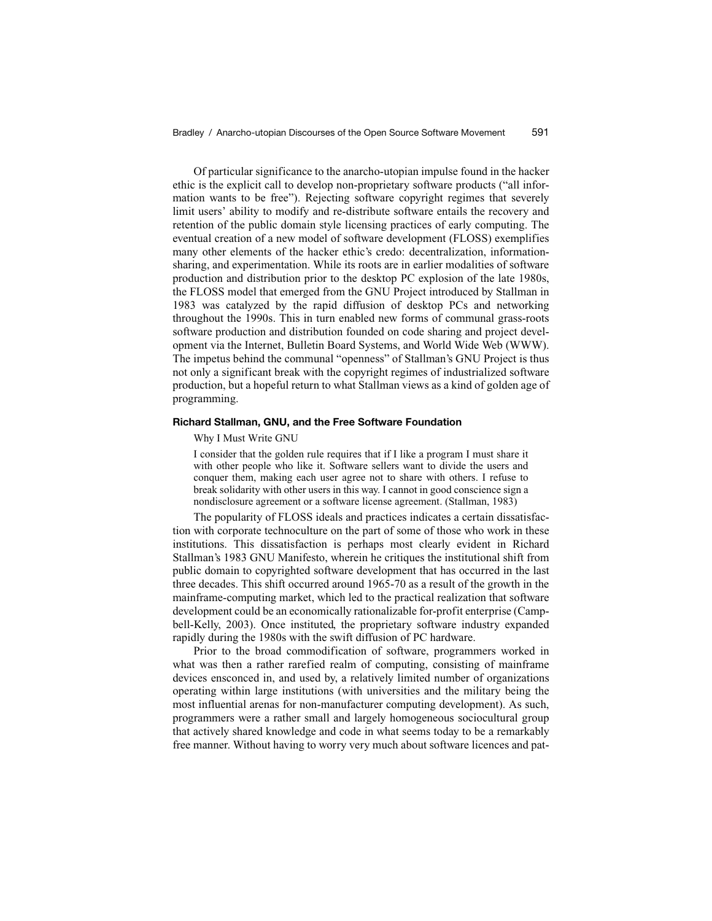Of particular significance to the anarcho-utopian impulse found in the hacker ethic is the explicit call to develop non-proprietary software products ("all information wants to be free"). Rejecting software copyright regimes that severely limit users' ability to modify and re-distribute software entails the recovery and retention of the public domain style licensing practices of early computing. The eventual creation of a new model of software development (FLOSS) exemplifies many other elements of the hacker ethic's credo: decentralization, information-sharing, and experimentation. While its roots are in earlier modalities of software production and distribution prior to the desktop PC explosion of the late 1980s, the FLOSS model that emerged from the GNU Project introduced by Stallman in 1983 was catalyzed by the rapid diffusion of desktop PCs and networking throughout the 1990s. This in turn enabled new forms of communal grass-roots software production and distribution founded on code sharing and project development via the Internet, Bulletin Board Systems, and World Wide Web (WWW). The impetus behind the communal "openness" of Stallman's GNU Project is thus not only a significant break with the copyright regimes of industrialized software production, but a hopeful return to what Stallman views as a kind of golden age of programming.

### Richard Stallman, GNU, and the Free Software Foundation

> Why I Must Write GNU
>
> I consider that the golden rule requires that if I like a program I must share it with other people who like it. Software sellers want to divide the users and conquer them, making each user agree not to share with others. I refuse to break solidarity with other users in this way. I cannot in good conscience sign a nondisclosure agreement or a software license agreement. (Stallman, 1983)

The popularity of FLOSS ideals and practices indicates a certain dissatisfaction with corporate technoculture on the part of some of those who work in these institutions. This dissatisfaction is perhaps most clearly evident in Richard Stallman's 1983 GNU Manifesto, wherein he critiques the institutional shift from public domain to copyrighted software development that has occurred in the last three decades. This shift occurred around 1965-70 as a result of the growth in the mainframe-computing market, which led to the practical realization that software development could be an economically rationalizable for-profit enterprise (Campbell-Kelly, 2003). Once instituted, the proprietary software industry expanded rapidly during the 1980s with the swift diffusion of PC hardware.

Prior to the broad commodification of software, programmers worked in what was then a rather rarefied realm of computing, consisting of mainframe devices ensconced in, and used by, a relatively limited number of organizations operating within large institutions (with universities and the military being the most influential arenas for non-manufacturer computing development). As such, programmers were a rather small and largely homogeneous sociocultural group that actively shared knowledge and code in what seems today to be a remarkably free manner. Without having to worry very much about software licences and pat-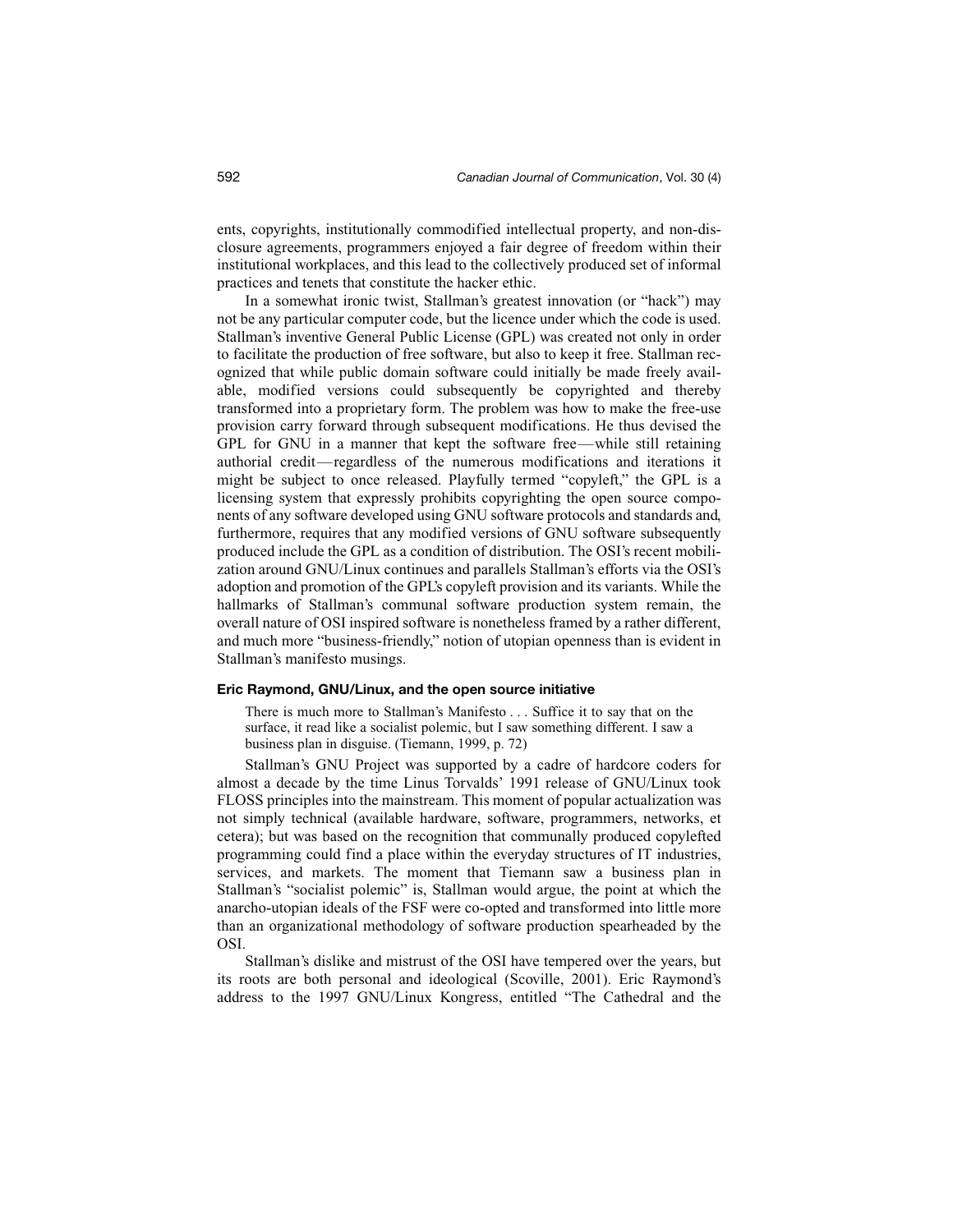ents, copyrights, institutionally commodified intellectual property, and non-disclosure agreements, programmers enjoyed a fair degree of freedom within their institutional workplaces, and this lead to the collectively produced set of informal practices and tenets that constitute the hacker ethic.

In a somewhat ironic twist, Stallman's greatest innovation (or "hack") may not be any particular computer code, but the licence under which the code is used. Stallman's inventive General Public License (GPL) was created not only in order to facilitate the production of free software, but also to keep it free. Stallman recognized that while public domain software could initially be made freely available, modified versions could subsequently be copyrighted and thereby transformed into a proprietary form. The problem was how to make the free-use provision carry forward through subsequent modifications. He thus devised the GPL for GNU in a manner that kept the software free—while still retaining authorial credit—regardless of the numerous modifications and iterations it might be subject to once released. Playfully termed "copyleft," the GPL is a licensing system that expressly prohibits copyrighting the open source components of any software developed using GNU software protocols and standards and, furthermore, requires that any modified versions of GNU software subsequently produced include the GPL as a condition of distribution. The OSI's recent mobilization around GNU/Linux continues and parallels Stallman's efforts via the OSI's adoption and promotion of the GPL's copyleft provision and its variants. While the hallmarks of Stallman's communal software production system remain, the overall nature of OSI inspired software is nonetheless framed by a rather different, and much more "business-friendly," notion of utopian openness than is evident in Stallman's manifesto musings.

### Eric Raymond, GNU/Linux, and the open source initiative

> There is much more to Stallman's Manifesto . . . Suffice it to say that on the surface, it read like a socialist polemic, but I saw something different. I saw a business plan in disguise. (Tiemann, 1999, p. 72)

Stallman's GNU Project was supported by a cadre of hardcore coders for almost a decade by the time Linus Torvalds' 1991 release of GNU/Linux took FLOSS principles into the mainstream. This moment of popular actualization was not simply technical (available hardware, software, programmers, networks, et cetera); but was based on the recognition that communally produced copylefted programming could find a place within the everyday structures of IT industries, services, and markets. The moment that Tiemann saw a business plan in Stallman's "socialist polemic" is, Stallman would argue, the point at which the anarcho-utopian ideals of the FSF were co-opted and transformed into little more than an organizational methodology of software production spearheaded by the OSI.

Stallman's dislike and mistrust of the OSI have tempered over the years, but its roots are both personal and ideological (Scoville, 2001). Eric Raymond's address to the 1997 GNU/Linux Kongress, entitled "The Cathedral and the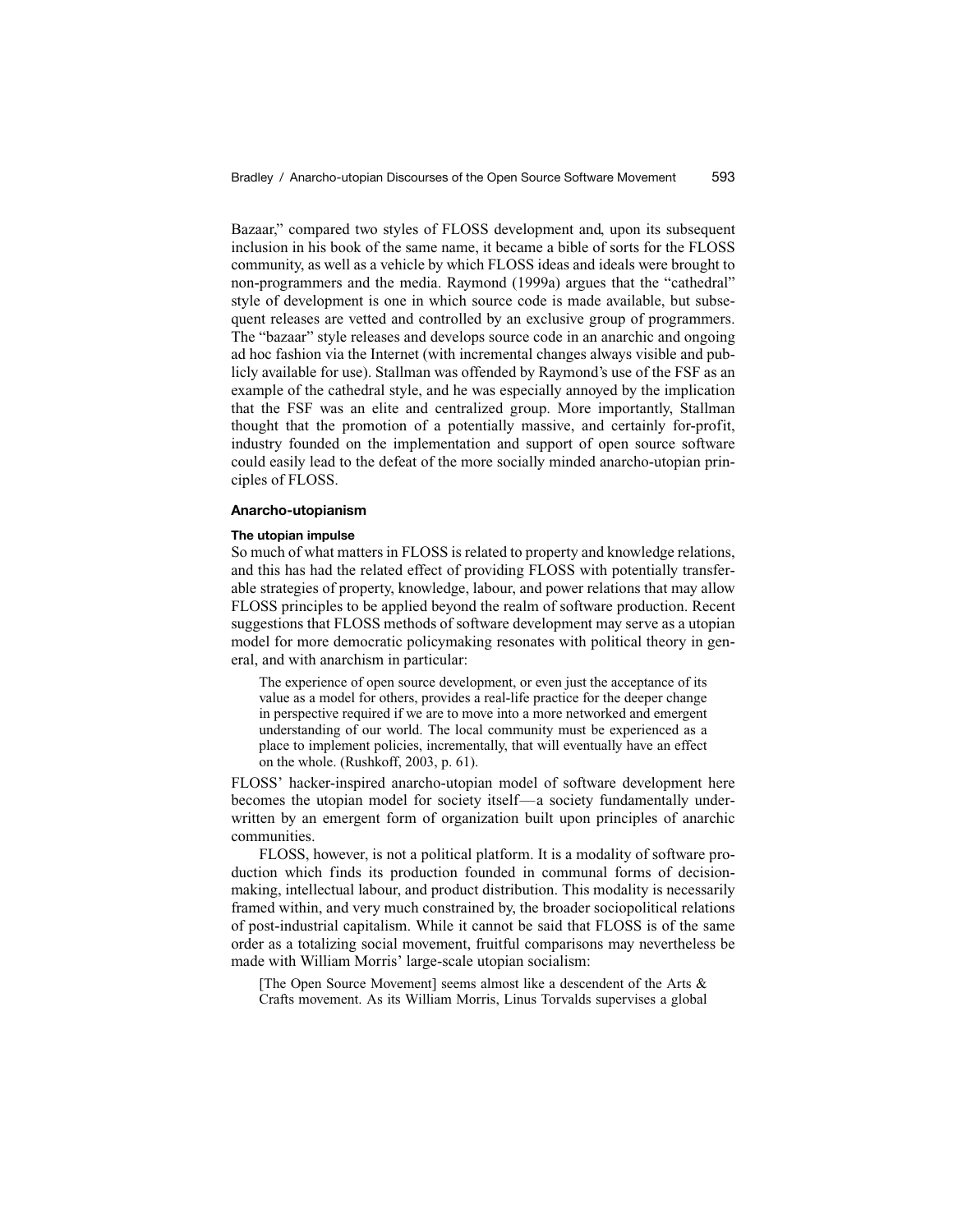Bazaar," compared two styles of FLOSS development and, upon its subsequent inclusion in his book of the same name, it became a bible of sorts for the FLOSS community, as well as a vehicle by which FLOSS ideas and ideals were brought to non-programmers and the media. Raymond (1999a) argues that the "cathedral" style of development is one in which source code is made available, but subsequent releases are vetted and controlled by an exclusive group of programmers. The "bazaar" style releases and develops source code in an anarchic and ongoing ad hoc fashion via the Internet (with incremental changes always visible and publicly available for use). Stallman was offended by Raymond's use of the FSF as an example of the cathedral style, and he was especially annoyed by the implication that the FSF was an elite and centralized group. More importantly, Stallman thought that the promotion of a potentially massive, and certainly for-profit, industry founded on the implementation and support of open source software could easily lead to the defeat of the more socially minded anarcho-utopian principles of FLOSS.

## Anarcho-utopianism

### The utopian impulse

So much of what matters in FLOSS is related to property and knowledge relations, and this has had the related effect of providing FLOSS with potentially transferable strategies of property, knowledge, labour, and power relations that may allow FLOSS principles to be applied beyond the realm of software production. Recent suggestions that FLOSS methods of software development may serve as a utopian model for more democratic policymaking resonates with political theory in general, and with anarchism in particular:

> The experience of open source development, or even just the acceptance of its value as a model for others, provides a real-life practice for the deeper change in perspective required if we are to move into a more networked and emergent understanding of our world. The local community must be experienced as a place to implement policies, incrementally, that will eventually have an effect on the whole. (Rushkoff, 2003, p. 61).

FLOSS' hacker-inspired anarcho-utopian model of software development here becomes the utopian model for society itself—a society fundamentally underwritten by an emergent form of organization built upon principles of anarchic communities.

FLOSS, however, is not a political platform. It is a modality of software production which finds its production founded in communal forms of decision-making, intellectual labour, and product distribution. This modality is necessarily framed within, and very much constrained by, the broader sociopolitical relations of post-industrial capitalism. While it cannot be said that FLOSS is of the same order as a totalizing social movement, fruitful comparisons may nevertheless be made with William Morris' large-scale utopian socialism:

> [The Open Source Movement] seems almost like a descendent of the Arts & Crafts movement. As its William Morris, Linus Torvalds supervises a global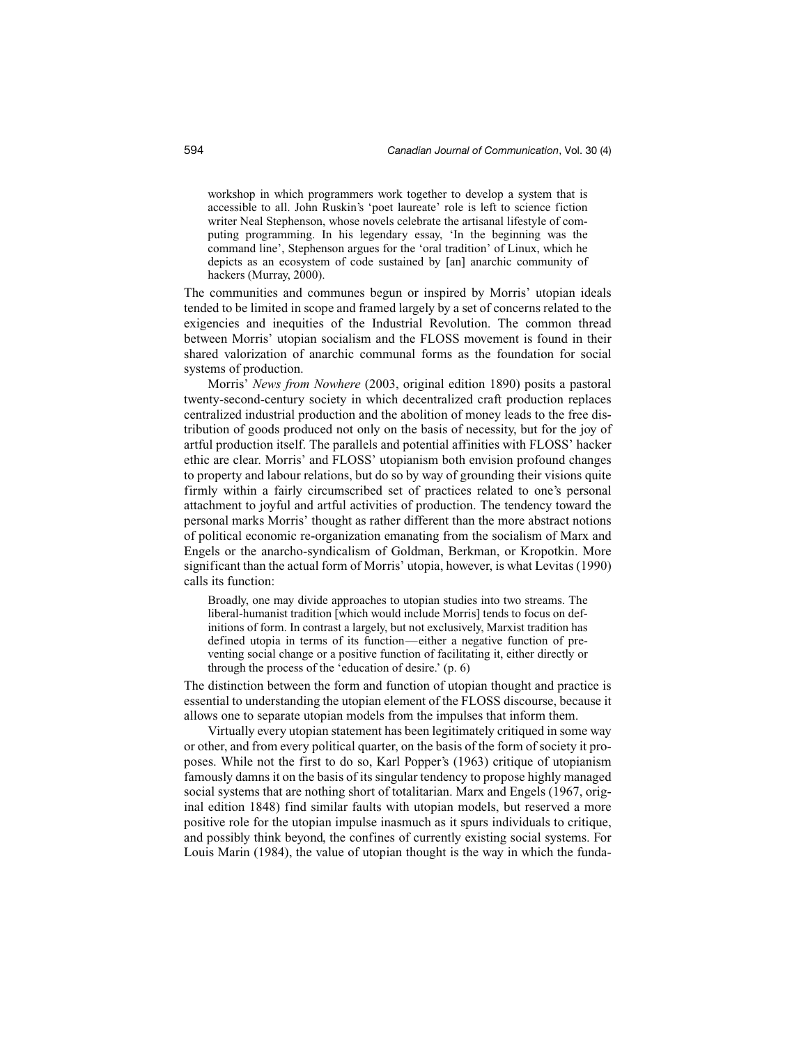> workshop in which programmers work together to develop a system that is accessible to all. John Ruskin's 'poet laureate' role is left to science fiction writer Neal Stephenson, whose novels celebrate the artisanal lifestyle of computing programming. In his legendary essay, 'In the beginning was the command line', Stephenson argues for the 'oral tradition' of Linux, which he depicts as an ecosystem of code sustained by [an] anarchic community of hackers (Murray, 2000).

The communities and communes begun or inspired by Morris' utopian ideals tended to be limited in scope and framed largely by a set of concerns related to the exigencies and inequities of the Industrial Revolution. The common thread between Morris' utopian socialism and the FLOSS movement is found in their shared valorization of anarchic communal forms as the foundation for social systems of production.

Morris' *News from Nowhere* (2003, original edition 1890) posits a pastoral twenty-second-century society in which decentralized craft production replaces centralized industrial production and the abolition of money leads to the free distribution of goods produced not only on the basis of necessity, but for the joy of artful production itself. The parallels and potential affinities with FLOSS' hacker ethic are clear. Morris' and FLOSS' utopianism both envision profound changes to property and labour relations, but do so by way of grounding their visions quite firmly within a fairly circumscribed set of practices related to one's personal attachment to joyful and artful activities of production. The tendency toward the personal marks Morris' thought as rather different than the more abstract notions of political economic re-organization emanating from the socialism of Marx and Engels or the anarcho-syndicalism of Goldman, Berkman, or Kropotkin. More significant than the actual form of Morris' utopia, however, is what Levitas (1990) calls its function:

> Broadly, one may divide approaches to utopian studies into two streams. The liberal-humanist tradition [which would include Morris] tends to focus on definitions of form. In contrast a largely, but not exclusively, Marxist tradition has defined utopia in terms of its function—either a negative function of preventing social change or a positive function of facilitating it, either directly or through the process of the 'education of desire.' (p. 6)

The distinction between the form and function of utopian thought and practice is essential to understanding the utopian element of the FLOSS discourse, because it allows one to separate utopian models from the impulses that inform them.

Virtually every utopian statement has been legitimately critiqued in some way or other, and from every political quarter, on the basis of the form of society it proposes. While not the first to do so, Karl Popper's (1963) critique of utopianism famously damns it on the basis of its singular tendency to propose highly managed social systems that are nothing short of totalitarian. Marx and Engels (1967, original edition 1848) find similar faults with utopian models, but reserved a more positive role for the utopian impulse inasmuch as it spurs individuals to critique, and possibly think beyond, the confines of currently existing social systems. For Louis Marin (1984), the value of utopian thought is the way in which the funda-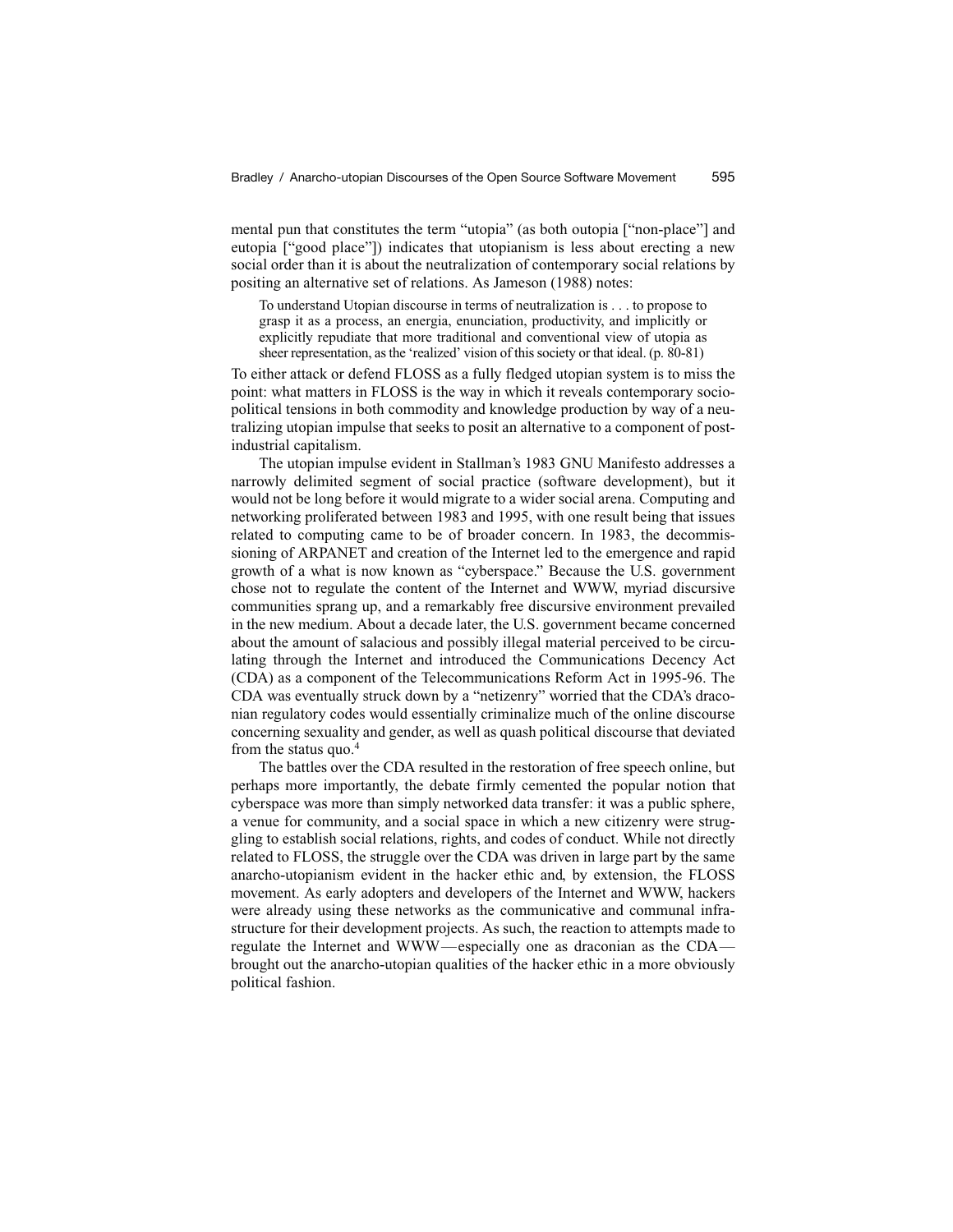mental pun that constitutes the term "utopia" (as both outopia ["non-place"] and eutopia ["good place"]) indicates that utopianism is less about erecting a new social order than it is about the neutralization of contemporary social relations by positing an alternative set of relations. As Jameson (1988) notes:

> To understand Utopian discourse in terms of neutralization is . . . to propose to grasp it as a process, an energia, enunciation, productivity, and implicitly or explicitly repudiate that more traditional and conventional view of utopia as sheer representation, as the 'realized' vision of this society or that ideal. (p. 80-81)

To either attack or defend FLOSS as a fully fledged utopian system is to miss the point: what matters in FLOSS is the way in which it reveals contemporary socio-political tensions in both commodity and knowledge production by way of a neutralizing utopian impulse that seeks to posit an alternative to a component of post-industrial capitalism.

The utopian impulse evident in Stallman's 1983 GNU Manifesto addresses a narrowly delimited segment of social practice (software development), but it would not be long before it would migrate to a wider social arena. Computing and networking proliferated between 1983 and 1995, with one result being that issues related to computing came to be of broader concern. In 1983, the decommissioning of ARPANET and creation of the Internet led to the emergence and rapid growth of a what is now known as "cyberspace." Because the U.S. government chose not to regulate the content of the Internet and WWW, myriad discursive communities sprang up, and a remarkably free discursive environment prevailed in the new medium. About a decade later, the U.S. government became concerned about the amount of salacious and possibly illegal material perceived to be circulating through the Internet and introduced the Communications Decency Act (CDA) as a component of the Telecommunications Reform Act in 1995-96. The CDA was eventually struck down by a "netizenry" worried that the CDA's draconian regulatory codes would essentially criminalize much of the online discourse concerning sexuality and gender, as well as quash political discourse that deviated from the status quo.[4]

The battles over the CDA resulted in the restoration of free speech online, but perhaps more importantly, the debate firmly cemented the popular notion that cyberspace was more than simply networked data transfer: it was a public sphere, a venue for community, and a social space in which a new citizenry were struggling to establish social relations, rights, and codes of conduct. While not directly related to FLOSS, the struggle over the CDA was driven in large part by the same anarcho-utopianism evident in the hacker ethic and, by extension, the FLOSS movement. As early adopters and developers of the Internet and WWW, hackers were already using these networks as the communicative and communal infrastructure for their development projects. As such, the reaction to attempts made to regulate the Internet and WWW—especially one as draconian as the CDA—brought out the anarcho-utopian qualities of the hacker ethic in a more obviously political fashion.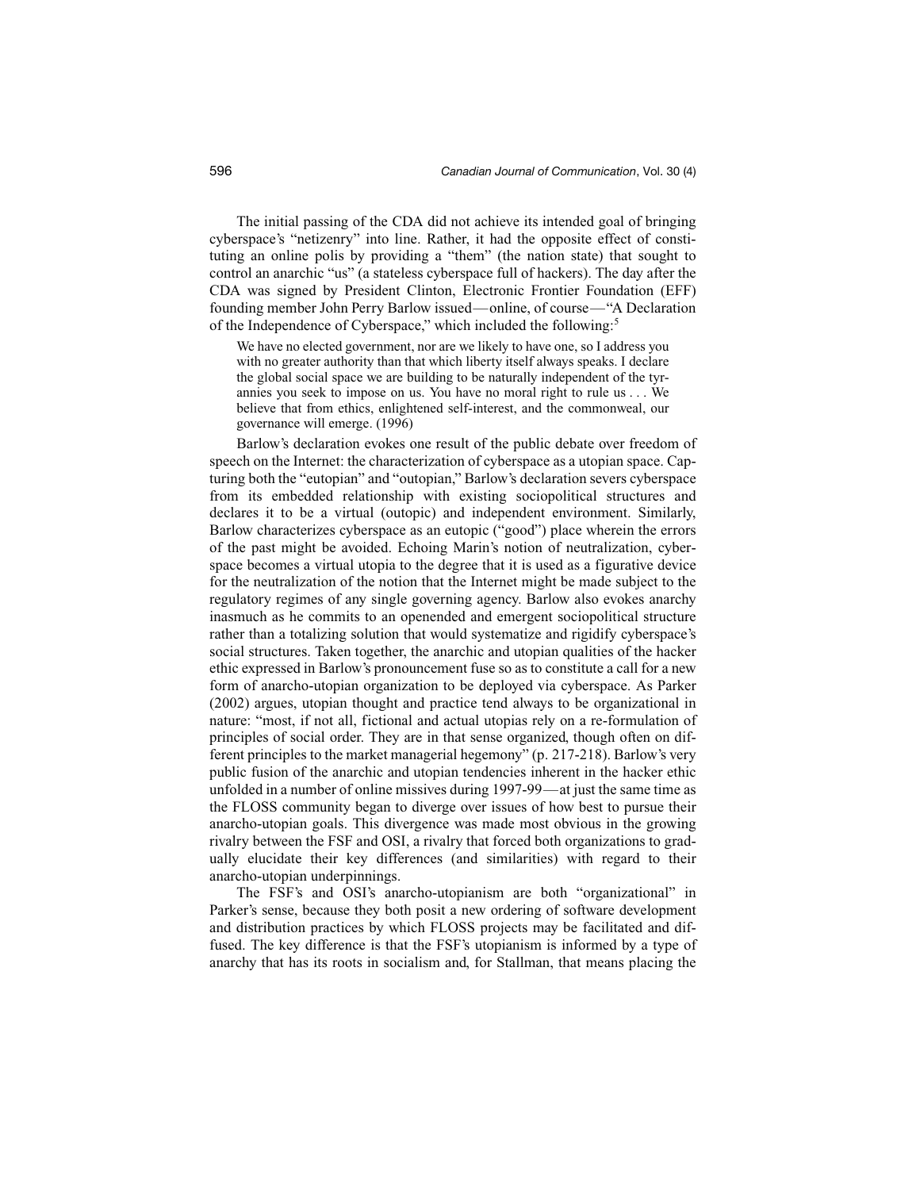The initial passing of the CDA did not achieve its intended goal of bringing cyberspace's "netizenry" into line. Rather, it had the opposite effect of constituting an online polis by providing a "them" (the nation state) that sought to control an anarchic "us" (a stateless cyberspace full of hackers). The day after the CDA was signed by President Clinton, Electronic Frontier Foundation (EFF) founding member John Perry Barlow issued—online, of course—"A Declaration of the Independence of Cyberspace," which included the following:[5]

> We have no elected government, nor are we likely to have one, so I address you with no greater authority than that which liberty itself always speaks. I declare the global social space we are building to be naturally independent of the tyrannies you seek to impose on us. You have no moral right to rule us . . . We believe that from ethics, enlightened self-interest, and the commonweal, our governance will emerge. (1996)

Barlow's declaration evokes one result of the public debate over freedom of speech on the Internet: the characterization of cyberspace as a utopian space. Capturing both the "eutopian" and "outopian," Barlow's declaration severs cyberspace from its embedded relationship with existing sociopolitical structures and declares it to be a virtual (outopic) and independent environment. Similarly, Barlow characterizes cyberspace as an eutopic ("good") place wherein the errors of the past might be avoided. Echoing Marin's notion of neutralization, cyberspace becomes a virtual utopia to the degree that it is used as a figurative device for the neutralization of the notion that the Internet might be made subject to the regulatory regimes of any single governing agency. Barlow also evokes anarchy inasmuch as he commits to an openended and emergent sociopolitical structure rather than a totalizing solution that would systematize and rigidify cyberspace's social structures. Taken together, the anarchic and utopian qualities of the hacker ethic expressed in Barlow's pronouncement fuse so as to constitute a call for a new form of anarcho-utopian organization to be deployed via cyberspace. As Parker (2002) argues, utopian thought and practice tend always to be organizational in nature: "most, if not all, fictional and actual utopias rely on a re-formulation of principles of social order. They are in that sense organized, though often on different principles to the market managerial hegemony" (p. 217-218). Barlow's very public fusion of the anarchic and utopian tendencies inherent in the hacker ethic unfolded in a number of online missives during 1997-99—at just the same time as the FLOSS community began to diverge over issues of how best to pursue their anarcho-utopian goals. This divergence was made most obvious in the growing rivalry between the FSF and OSI, a rivalry that forced both organizations to gradually elucidate their key differences (and similarities) with regard to their anarcho-utopian underpinnings.

The FSF's and OSI's anarcho-utopianism are both "organizational" in Parker's sense, because they both posit a new ordering of software development and distribution practices by which FLOSS projects may be facilitated and diffused. The key difference is that the FSF's utopianism is informed by a type of anarchy that has its roots in socialism and, for Stallman, that means placing the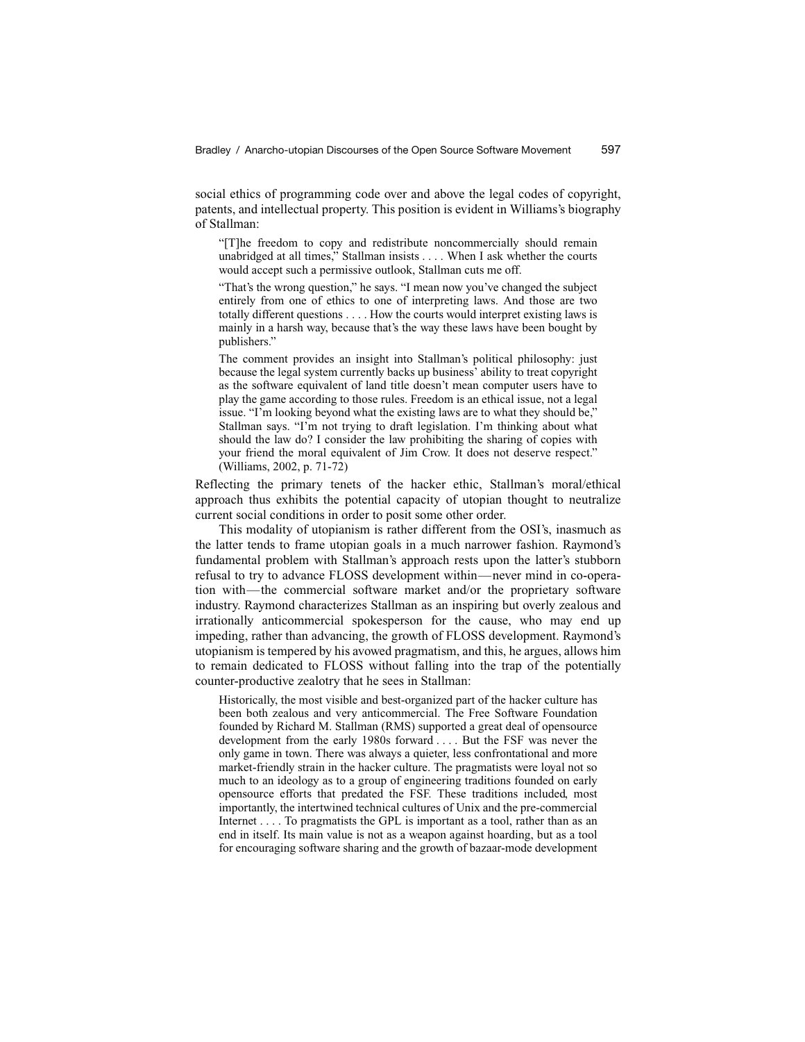social ethics of programming code over and above the legal codes of copyright, patents, and intellectual property. This position is evident in Williams's biography of Stallman:

> "[T]he freedom to copy and redistribute noncommercially should remain unabridged at all times," Stallman insists . . . . When I ask whether the courts would accept such a permissive outlook, Stallman cuts me off.
>
> "That's the wrong question," he says. "I mean now you've changed the subject entirely from one of ethics to one of interpreting laws. And those are two totally different questions . . . . How the courts would interpret existing laws is mainly in a harsh way, because that's the way these laws have been bought by publishers."
>
> The comment provides an insight into Stallman's political philosophy: just because the legal system currently backs up business' ability to treat copyright as the software equivalent of land title doesn't mean computer users have to play the game according to those rules. Freedom is an ethical issue, not a legal issue. "I'm looking beyond what the existing laws are to what they should be," Stallman says. "I'm not trying to draft legislation. I'm thinking about what should the law do? I consider the law prohibiting the sharing of copies with your friend the moral equivalent of Jim Crow. It does not deserve respect." (Williams, 2002, p. 71-72)

Reflecting the primary tenets of the hacker ethic, Stallman's moral/ethical approach thus exhibits the potential capacity of utopian thought to neutralize current social conditions in order to posit some other order.

This modality of utopianism is rather different from the OSI's, inasmuch as the latter tends to frame utopian goals in a much narrower fashion. Raymond's fundamental problem with Stallman's approach rests upon the latter's stubborn refusal to try to advance FLOSS development within—never mind in co-operation with—the commercial software market and/or the proprietary software industry. Raymond characterizes Stallman as an inspiring but overly zealous and irrationally anticommercial spokesperson for the cause, who may end up impeding, rather than advancing, the growth of FLOSS development. Raymond's utopianism is tempered by his avowed pragmatism, and this, he argues, allows him to remain dedicated to FLOSS without falling into the trap of the potentially counter-productive zealotry that he sees in Stallman:

> Historically, the most visible and best-organized part of the hacker culture has been both zealous and very anticommercial. The Free Software Foundation founded by Richard M. Stallman (RMS) supported a great deal of opensource development from the early 1980s forward . . . . But the FSF was never the only game in town. There was always a quieter, less confrontational and more market-friendly strain in the hacker culture. The pragmatists were loyal not so much to an ideology as to a group of engineering traditions founded on early opensource efforts that predated the FSF. These traditions included, most importantly, the intertwined technical cultures of Unix and the pre-commercial Internet . . . . To pragmatists the GPL is important as a tool, rather than as an end in itself. Its main value is not as a weapon against hoarding, but as a tool for encouraging software sharing and the growth of bazaar-mode development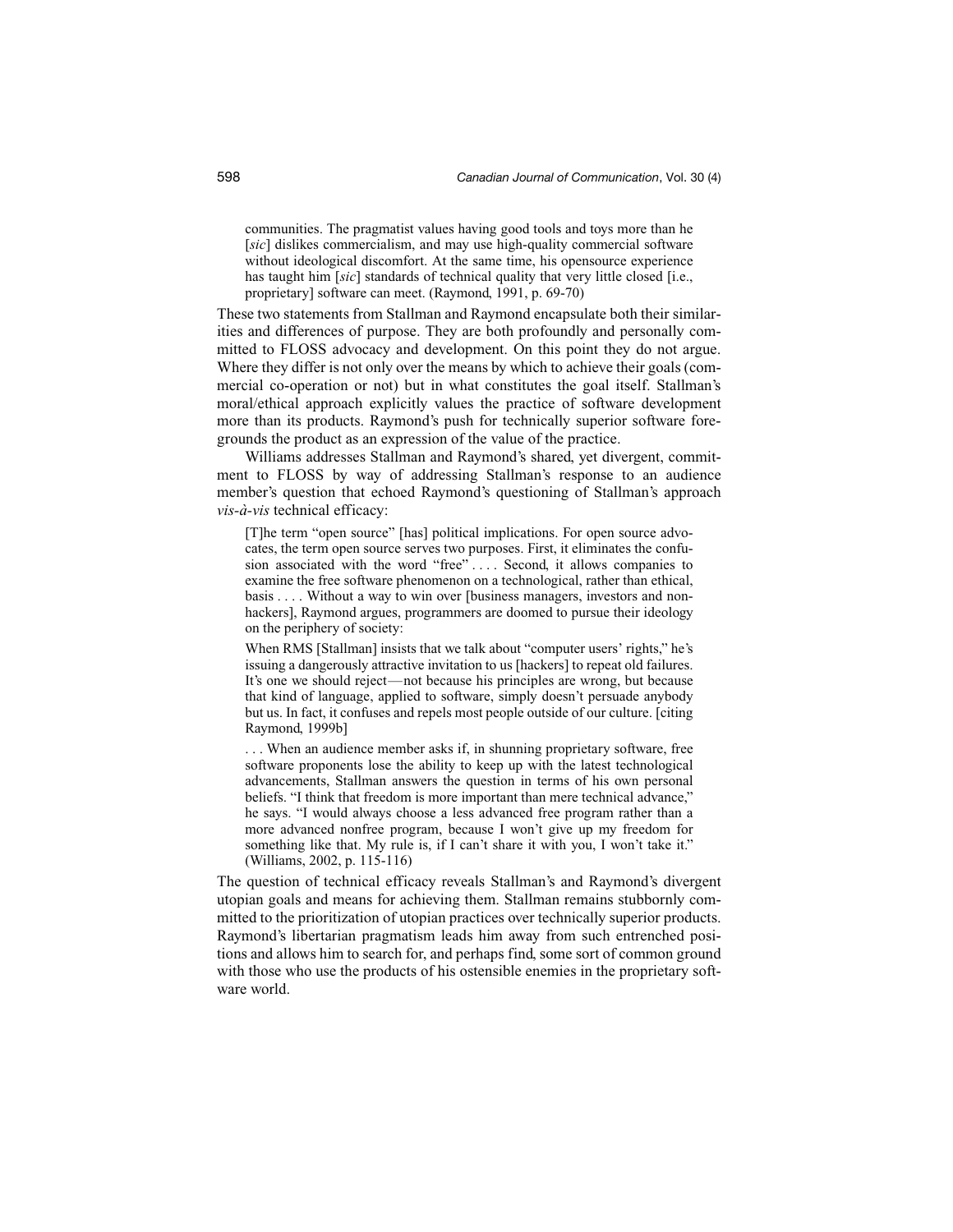> communities. The pragmatist values having good tools and toys more than he [*sic*] dislikes commercialism, and may use high-quality commercial software without ideological discomfort. At the same time, his opensource experience has taught him [*sic*] standards of technical quality that very little closed [i.e., proprietary] software can meet. (Raymond, 1991, p. 69-70)

These two statements from Stallman and Raymond encapsulate both their similarities and differences of purpose. They are both profoundly and personally committed to FLOSS advocacy and development. On this point they do not argue. Where they differ is not only over the means by which to achieve their goals (commercial co-operation or not) but in what constitutes the goal itself. Stallman's moral/ethical approach explicitly values the practice of software development more than its products. Raymond's push for technically superior software foregrounds the product as an expression of the value of the practice.

Williams addresses Stallman and Raymond's shared, yet divergent, commitment to FLOSS by way of addressing Stallman's response to an audience member's question that echoed Raymond's questioning of Stallman's approach *vis-à-vis* technical efficacy:

> [T]he term "open source" [has] political implications. For open source advocates, the term open source serves two purposes. First, it eliminates the confusion associated with the word "free" . . . . Second, it allows companies to examine the free software phenomenon on a technological, rather than ethical, basis . . . . Without a way to win over [business managers, investors and nonhackers], Raymond argues, programmers are doomed to pursue their ideology on the periphery of society:
>
> When RMS [Stallman] insists that we talk about "computer users' rights," he's issuing a dangerously attractive invitation to us [hackers] to repeat old failures. It's one we should reject—not because his principles are wrong, but because that kind of language, applied to software, simply doesn't persuade anybody but us. In fact, it confuses and repels most people outside of our culture. [citing Raymond, 1999b]
>
> . . . When an audience member asks if, in shunning proprietary software, free software proponents lose the ability to keep up with the latest technological advancements, Stallman answers the question in terms of his own personal beliefs. "I think that freedom is more important than mere technical advance," he says. "I would always choose a less advanced free program rather than a more advanced nonfree program, because I won't give up my freedom for something like that. My rule is, if I can't share it with you, I won't take it." (Williams, 2002, p. 115-116)

The question of technical efficacy reveals Stallman's and Raymond's divergent utopian goals and means for achieving them. Stallman remains stubbornly committed to the prioritization of utopian practices over technically superior products. Raymond's libertarian pragmatism leads him away from such entrenched positions and allows him to search for, and perhaps find, some sort of common ground with those who use the products of his ostensible enemies in the proprietary software world.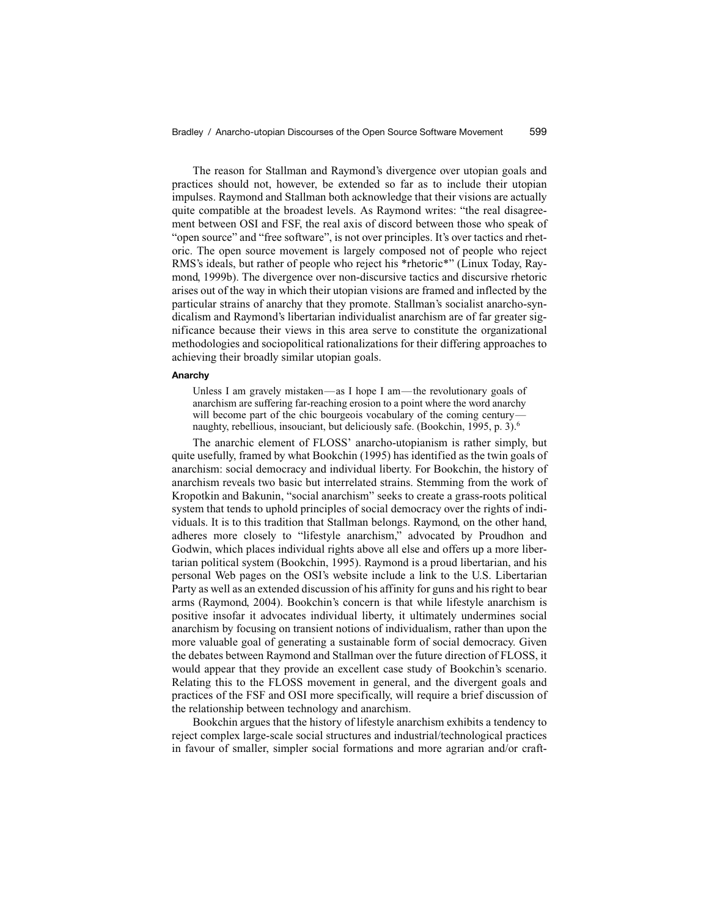The reason for Stallman and Raymond's divergence over utopian goals and practices should not, however, be extended so far as to include their utopian impulses. Raymond and Stallman both acknowledge that their visions are actually quite compatible at the broadest levels. As Raymond writes: "the real disagreement between OSI and FSF, the real axis of discord between those who speak of "open source" and "free software", is not over principles. It's over tactics and rhetoric. The open source movement is largely composed not of people who reject RMS's ideals, but rather of people who reject his *rhetoric*" (Linux Today, Raymond, 1999b). The divergence over non-discursive tactics and discursive rhetoric arises out of the way in which their utopian visions are framed and inflected by the particular strains of anarchy that they promote. Stallman's socialist anarcho-syndicalism and Raymond's libertarian individualist anarchism are of far greater significance because their views in this area serve to constitute the organizational methodologies and sociopolitical rationalizations for their differing approaches to achieving their broadly similar utopian goals.

#### Anarchy

> Unless I am gravely mistaken—as I hope I am—the revolutionary goals of anarchism are suffering far-reaching erosion to a point where the word anarchy will become part of the chic bourgeois vocabulary of the coming century—naughty, rebellious, insouciant, but deliciously safe. (Bookchin, 1995, p. 3).[6]

The anarchic element of FLOSS' anarcho-utopianism is rather simply, but quite usefully, framed by what Bookchin (1995) has identified as the twin goals of anarchism: social democracy and individual liberty. For Bookchin, the history of anarchism reveals two basic but interrelated strains. Stemming from the work of Kropotkin and Bakunin, "social anarchism" seeks to create a grass-roots political system that tends to uphold principles of social democracy over the rights of individuals. It is to this tradition that Stallman belongs. Raymond, on the other hand, adheres more closely to "lifestyle anarchism," advocated by Proudhon and Godwin, which places individual rights above all else and offers up a more libertarian political system (Bookchin, 1995). Raymond is a proud libertarian, and his personal Web pages on the OSI's website include a link to the U.S. Libertarian Party as well as an extended discussion of his affinity for guns and his right to bear arms (Raymond, 2004). Bookchin's concern is that while lifestyle anarchism is positive insofar it advocates individual liberty, it ultimately undermines social anarchism by focusing on transient notions of individualism, rather than upon the more valuable goal of generating a sustainable form of social democracy. Given the debates between Raymond and Stallman over the future direction of FLOSS, it would appear that they provide an excellent case study of Bookchin's scenario. Relating this to the FLOSS movement in general, and the divergent goals and practices of the FSF and OSI more specifically, will require a brief discussion of the relationship between technology and anarchism.

Bookchin argues that the history of lifestyle anarchism exhibits a tendency to reject complex large-scale social structures and industrial/technological practices in favour of smaller, simpler social formations and more agrarian and/or craft-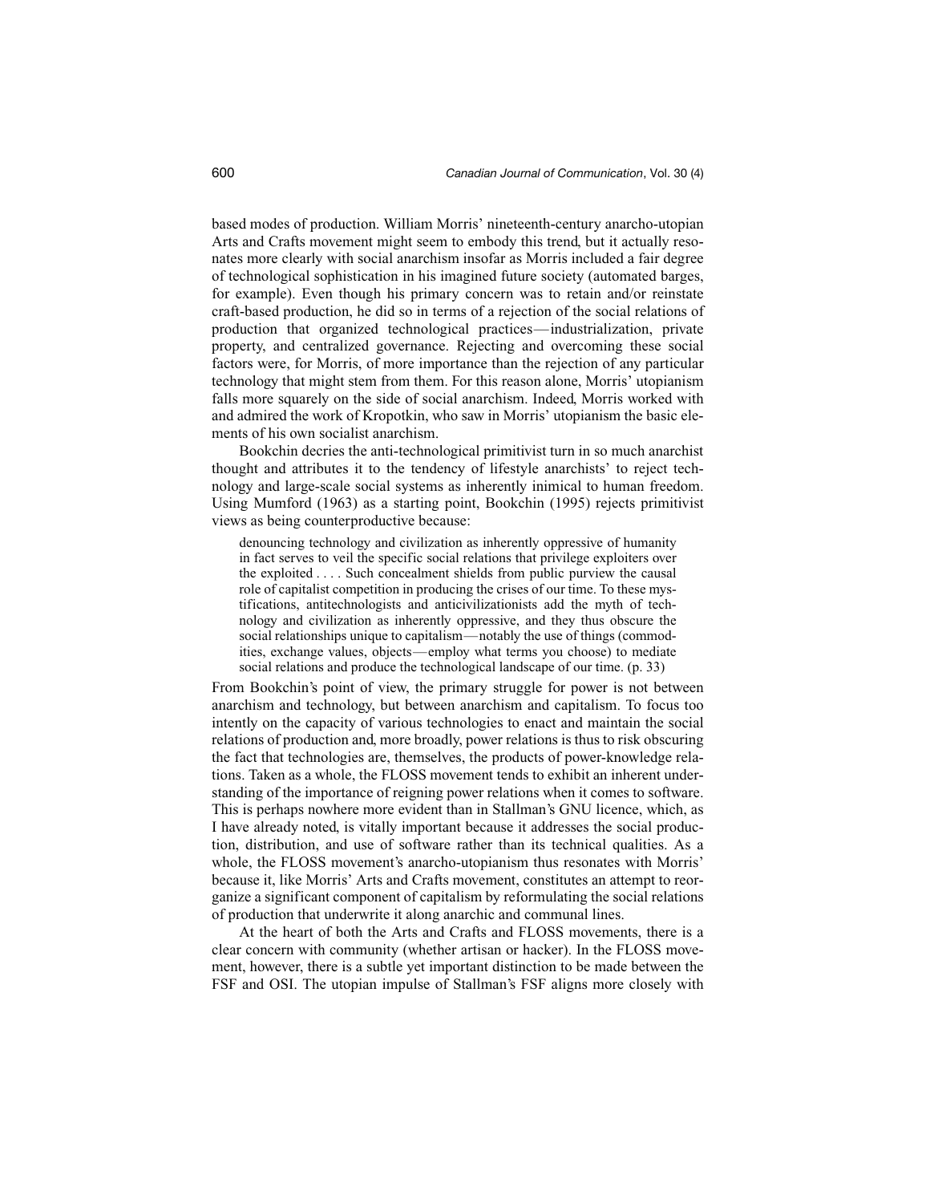based modes of production. William Morris' nineteenth-century anarcho-utopian Arts and Crafts movement might seem to embody this trend, but it actually resonates more clearly with social anarchism insofar as Morris included a fair degree of technological sophistication in his imagined future society (automated barges, for example). Even though his primary concern was to retain and/or reinstate craft-based production, he did so in terms of a rejection of the social relations of production that organized technological practices—industrialization, private property, and centralized governance. Rejecting and overcoming these social factors were, for Morris, of more importance than the rejection of any particular technology that might stem from them. For this reason alone, Morris' utopianism falls more squarely on the side of social anarchism. Indeed, Morris worked with and admired the work of Kropotkin, who saw in Morris' utopianism the basic elements of his own socialist anarchism.

Bookchin decries the anti-technological primitivist turn in so much anarchist thought and attributes it to the tendency of lifestyle anarchists' to reject technology and large-scale social systems as inherently inimical to human freedom. Using Mumford (1963) as a starting point, Bookchin (1995) rejects primitivist views as being counterproductive because:

> denouncing technology and civilization as inherently oppressive of humanity in fact serves to veil the specific social relations that privilege exploiters over the exploited . . . . Such concealment shields from public purview the causal role of capitalist competition in producing the crises of our time. To these mystifications, antitechnologists and anticivilizationists add the myth of technology and civilization as inherently oppressive, and they thus obscure the social relationships unique to capitalism—notably the use of things (commodities, exchange values, objects—employ what terms you choose) to mediate social relations and produce the technological landscape of our time. (p. 33)

From Bookchin's point of view, the primary struggle for power is not between anarchism and technology, but between anarchism and capitalism. To focus too intently on the capacity of various technologies to enact and maintain the social relations of production and, more broadly, power relations is thus to risk obscuring the fact that technologies are, themselves, the products of power-knowledge relations. Taken as a whole, the FLOSS movement tends to exhibit an inherent understanding of the importance of reigning power relations when it comes to software. This is perhaps nowhere more evident than in Stallman's GNU licence, which, as I have already noted, is vitally important because it addresses the social production, distribution, and use of software rather than its technical qualities. As a whole, the FLOSS movement's anarcho-utopianism thus resonates with Morris' because it, like Morris' Arts and Crafts movement, constitutes an attempt to reorganize a significant component of capitalism by reformulating the social relations of production that underwrite it along anarchic and communal lines.

At the heart of both the Arts and Crafts and FLOSS movements, there is a clear concern with community (whether artisan or hacker). In the FLOSS movement, however, there is a subtle yet important distinction to be made between the FSF and OSI. The utopian impulse of Stallman's FSF aligns more closely with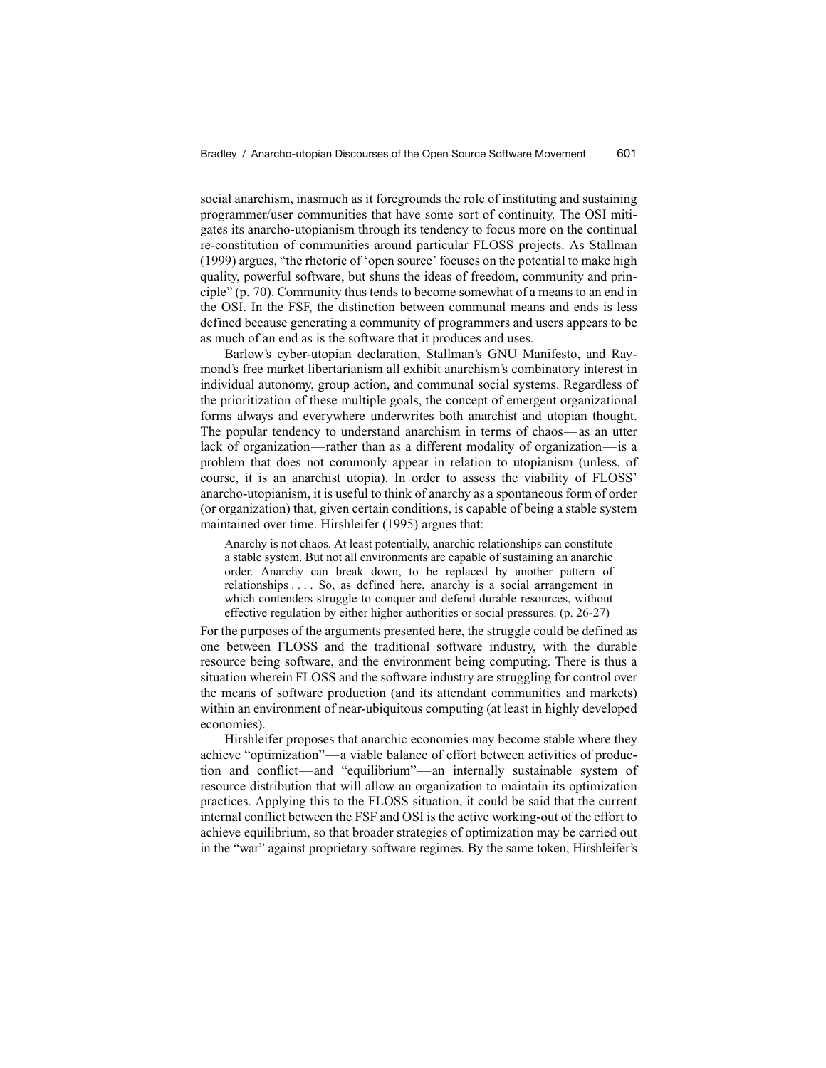social anarchism, inasmuch as it foregrounds the role of instituting and sustaining programmer/user communities that have some sort of continuity. The OSI mitigates its anarcho-utopianism through its tendency to focus more on the continual re-constitution of communities around particular FLOSS projects. As Stallman (1999) argues, "the rhetoric of 'open source' focuses on the potential to make high quality, powerful software, but shuns the ideas of freedom, community and principle" (p. 70). Community thus tends to become somewhat of a means to an end in the OSI. In the FSF, the distinction between communal means and ends is less defined because generating a community of programmers and users appears to be as much of an end as is the software that it produces and uses.

Barlow's cyber-utopian declaration, Stallman's GNU Manifesto, and Raymond's free market libertarianism all exhibit anarchism's combinatory interest in individual autonomy, group action, and communal social systems. Regardless of the prioritization of these multiple goals, the concept of emergent organizational forms always and everywhere underwrites both anarchist and utopian thought. The popular tendency to understand anarchism in terms of chaos—as an utter lack of organization—rather than as a different modality of organization—is a problem that does not commonly appear in relation to utopianism (unless, of course, it is an anarchist utopia). In order to assess the viability of FLOSS' anarcho-utopianism, it is useful to think of anarchy as a spontaneous form of order (or organization) that, given certain conditions, is capable of being a stable system maintained over time. Hirshleifer (1995) argues that:

> Anarchy is not chaos. At least potentially, anarchic relationships can constitute a stable system. But not all environments are capable of sustaining an anarchic order. Anarchy can break down, to be replaced by another pattern of relationships . . . . So, as defined here, anarchy is a social arrangement in which contenders struggle to conquer and defend durable resources, without effective regulation by either higher authorities or social pressures. (p. 26-27)

For the purposes of the arguments presented here, the struggle could be defined as one between FLOSS and the traditional software industry, with the durable resource being software, and the environment being computing. There is thus a situation wherein FLOSS and the software industry are struggling for control over the means of software production (and its attendant communities and markets) within an environment of near-ubiquitous computing (at least in highly developed economies).

Hirshleifer proposes that anarchic economies may become stable where they achieve "optimization"—a viable balance of effort between activities of production and conflict—and "equilibrium"—an internally sustainable system of resource distribution that will allow an organization to maintain its optimization practices. Applying this to the FLOSS situation, it could be said that the current internal conflict between the FSF and OSI is the active working-out of the effort to achieve equilibrium, so that broader strategies of optimization may be carried out in the "war" against proprietary software regimes. By the same token, Hirshleifer's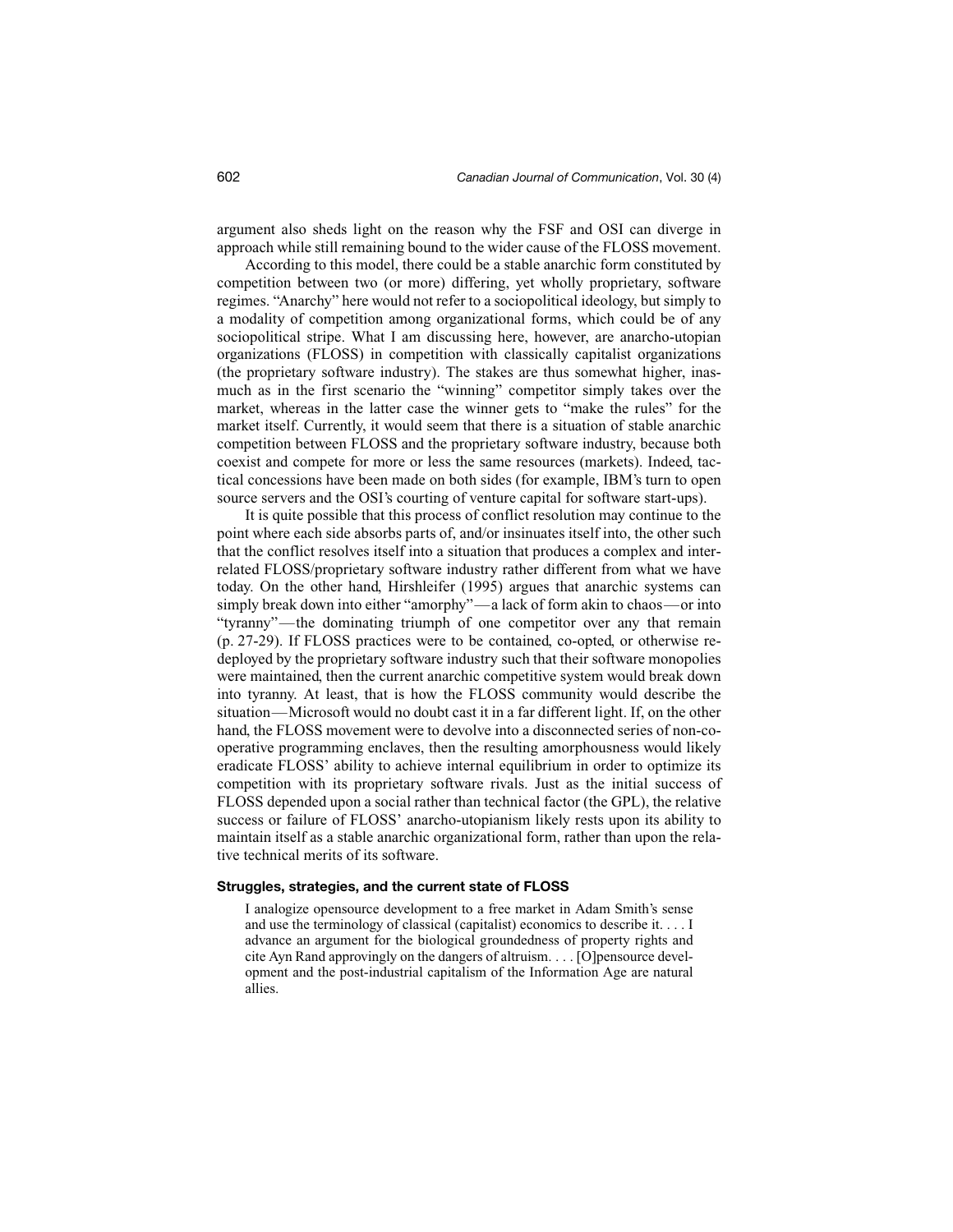argument also sheds light on the reason why the FSF and OSI can diverge in approach while still remaining bound to the wider cause of the FLOSS movement.

According to this model, there could be a stable anarchic form constituted by competition between two (or more) differing, yet wholly proprietary, software regimes. "Anarchy" here would not refer to a sociopolitical ideology, but simply to a modality of competition among organizational forms, which could be of any sociopolitical stripe. What I am discussing here, however, are anarcho-utopian organizations (FLOSS) in competition with classically capitalist organizations (the proprietary software industry). The stakes are thus somewhat higher, inasmuch as in the first scenario the "winning" competitor simply takes over the market, whereas in the latter case the winner gets to "make the rules" for the market itself. Currently, it would seem that there is a situation of stable anarchic competition between FLOSS and the proprietary software industry, because both coexist and compete for more or less the same resources (markets). Indeed, tactical concessions have been made on both sides (for example, IBM's turn to open source servers and the OSI's courting of venture capital for software start-ups).

It is quite possible that this process of conflict resolution may continue to the point where each side absorbs parts of, and/or insinuates itself into, the other such that the conflict resolves itself into a situation that produces a complex and interrelated FLOSS/proprietary software industry rather different from what we have today. On the other hand, Hirshleifer (1995) argues that anarchic systems can simply break down into either "amorphy"—a lack of form akin to chaos—or into "tyranny"—the dominating triumph of one competitor over any that remain (p. 27-29). If FLOSS practices were to be contained, co-opted, or otherwise redeployed by the proprietary software industry such that their software monopolies were maintained, then the current anarchic competitive system would break down into tyranny. At least, that is how the FLOSS community would describe the situation—Microsoft would no doubt cast it in a far different light. If, on the other hand, the FLOSS movement were to devolve into a disconnected series of non-cooperative programming enclaves, then the resulting amorphousness would likely eradicate FLOSS' ability to achieve internal equilibrium in order to optimize its competition with its proprietary software rivals. Just as the initial success of FLOSS depended upon a social rather than technical factor (the GPL), the relative success or failure of FLOSS' anarcho-utopianism likely rests upon its ability to maintain itself as a stable anarchic organizational form, rather than upon the relative technical merits of its software.

#### Struggles, strategies, and the current state of FLOSS

> I analogize opensource development to a free market in Adam Smith's sense and use the terminology of classical (capitalist) economics to describe it. . . . I advance an argument for the biological groundedness of property rights and cite Ayn Rand approvingly on the dangers of altruism. . . . [O]pensource development and the post-industrial capitalism of the Information Age are natural allies.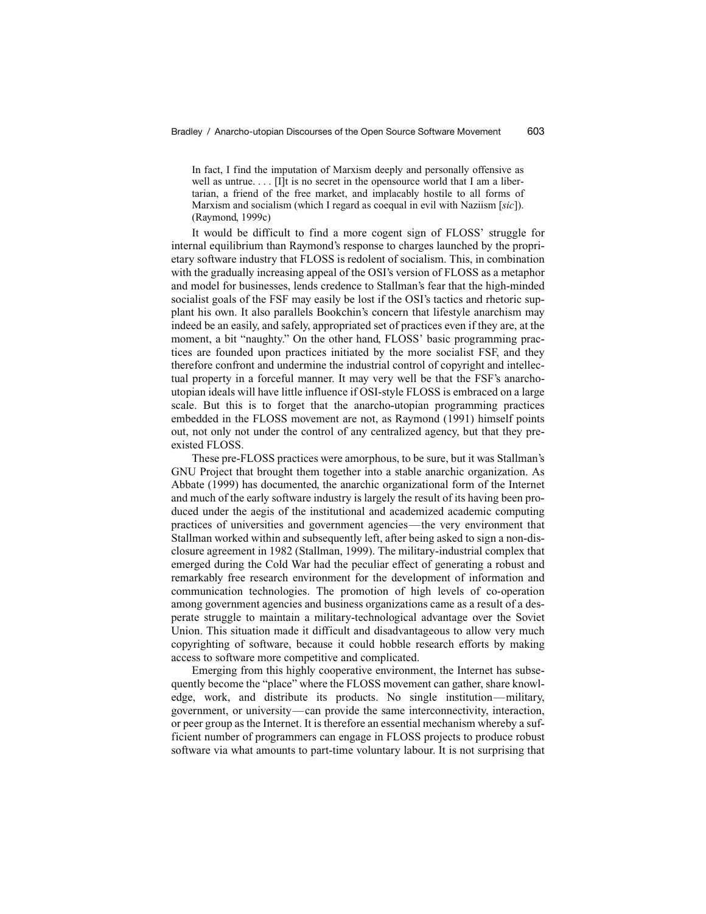> In fact, I find the imputation of Marxism deeply and personally offensive as well as untrue. . . . [I]t is no secret in the opensource world that I am a libertarian, a friend of the free market, and implacably hostile to all forms of Marxism and socialism (which I regard as coequal in evil with Naziism [*sic*]). (Raymond, 1999c)

It would be difficult to find a more cogent sign of FLOSS' struggle for internal equilibrium than Raymond's response to charges launched by the proprietary software industry that FLOSS is redolent of socialism. This, in combination with the gradually increasing appeal of the OSI's version of FLOSS as a metaphor and model for businesses, lends credence to Stallman's fear that the high-minded socialist goals of the FSF may easily be lost if the OSI's tactics and rhetoric supplant his own. It also parallels Bookchin's concern that lifestyle anarchism may indeed be an easily, and safely, appropriated set of practices even if they are, at the moment, a bit "naughty." On the other hand, FLOSS' basic programming practices are founded upon practices initiated by the more socialist FSF, and they therefore confront and undermine the industrial control of copyright and intellectual property in a forceful manner. It may very well be that the FSF's anarcho-utopian ideals will have little influence if OSI-style FLOSS is embraced on a large scale. But this is to forget that the anarcho-utopian programming practices embedded in the FLOSS movement are not, as Raymond (1991) himself points out, not only not under the control of any centralized agency, but that they preexisted FLOSS.

These pre-FLOSS practices were amorphous, to be sure, but it was Stallman's GNU Project that brought them together into a stable anarchic organization. As Abbate (1999) has documented, the anarchic organizational form of the Internet and much of the early software industry is largely the result of its having been produced under the aegis of the institutional and academized academic computing practices of universities and government agencies—the very environment that Stallman worked within and subsequently left, after being asked to sign a non-disclosure agreement in 1982 (Stallman, 1999). The military-industrial complex that emerged during the Cold War had the peculiar effect of generating a robust and remarkably free research environment for the development of information and communication technologies. The promotion of high levels of co-operation among government agencies and business organizations came as a result of a desperate struggle to maintain a military-technological advantage over the Soviet Union. This situation made it difficult and disadvantageous to allow very much copyrighting of software, because it could hobble research efforts by making access to software more competitive and complicated.

Emerging from this highly cooperative environment, the Internet has subsequently become the "place" where the FLOSS movement can gather, share knowledge, work, and distribute its products. No single institution—military, government, or university—can provide the same interconnectivity, interaction, or peer group as the Internet. It is therefore an essential mechanism whereby a sufficient number of programmers can engage in FLOSS projects to produce robust software via what amounts to part-time voluntary labour. It is not surprising that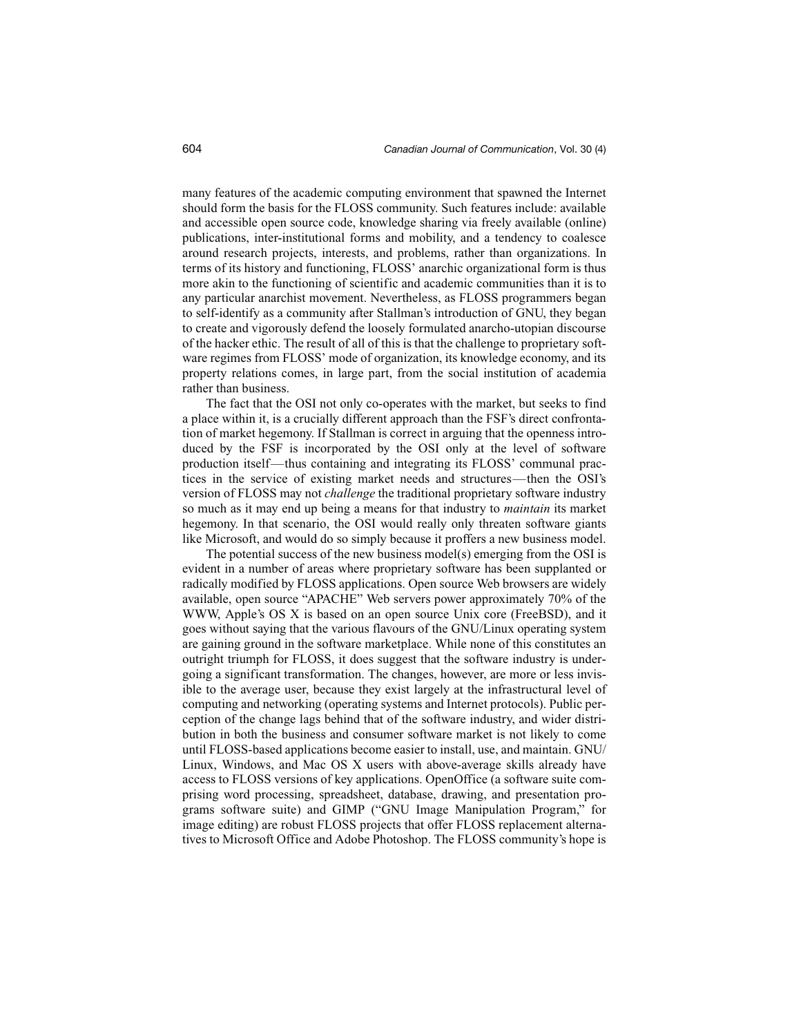many features of the academic computing environment that spawned the Internet should form the basis for the FLOSS community. Such features include: available and accessible open source code, knowledge sharing via freely available (online) publications, inter-institutional forms and mobility, and a tendency to coalesce around research projects, interests, and problems, rather than organizations. In terms of its history and functioning, FLOSS' anarchic organizational form is thus more akin to the functioning of scientific and academic communities than it is to any particular anarchist movement. Nevertheless, as FLOSS programmers began to self-identify as a community after Stallman's introduction of GNU, they began to create and vigorously defend the loosely formulated anarcho-utopian discourse of the hacker ethic. The result of all of this is that the challenge to proprietary software regimes from FLOSS' mode of organization, its knowledge economy, and its property relations comes, in large part, from the social institution of academia rather than business.

The fact that the OSI not only co-operates with the market, but seeks to find a place within it, is a crucially different approach than the FSF's direct confrontation of market hegemony. If Stallman is correct in arguing that the openness introduced by the FSF is incorporated by the OSI only at the level of software production itself—thus containing and integrating its FLOSS' communal practices in the service of existing market needs and structures—then the OSI's version of FLOSS may not *challenge* the traditional proprietary software industry so much as it may end up being a means for that industry to *maintain* its market hegemony. In that scenario, the OSI would really only threaten software giants like Microsoft, and would do so simply because it proffers a new business model.

The potential success of the new business model(s) emerging from the OSI is evident in a number of areas where proprietary software has been supplanted or radically modified by FLOSS applications. Open source Web browsers are widely available, open source "APACHE" Web servers power approximately 70% of the WWW, Apple's OS X is based on an open source Unix core (FreeBSD), and it goes without saying that the various flavours of the GNU/Linux operating system are gaining ground in the software marketplace. While none of this constitutes an outright triumph for FLOSS, it does suggest that the software industry is undergoing a significant transformation. The changes, however, are more or less invisible to the average user, because they exist largely at the infrastructural level of computing and networking (operating systems and Internet protocols). Public perception of the change lags behind that of the software industry, and wider distribution in both the business and consumer software market is not likely to come until FLOSS-based applications become easier to install, use, and maintain. GNU/Linux, Windows, and Mac OS X users with above-average skills already have access to FLOSS versions of key applications. OpenOffice (a software suite comprising word processing, spreadsheet, database, drawing, and presentation programs software suite) and GIMP ("GNU Image Manipulation Program," for image editing) are robust FLOSS projects that offer FLOSS replacement alternatives to Microsoft Office and Adobe Photoshop. The FLOSS community's hope is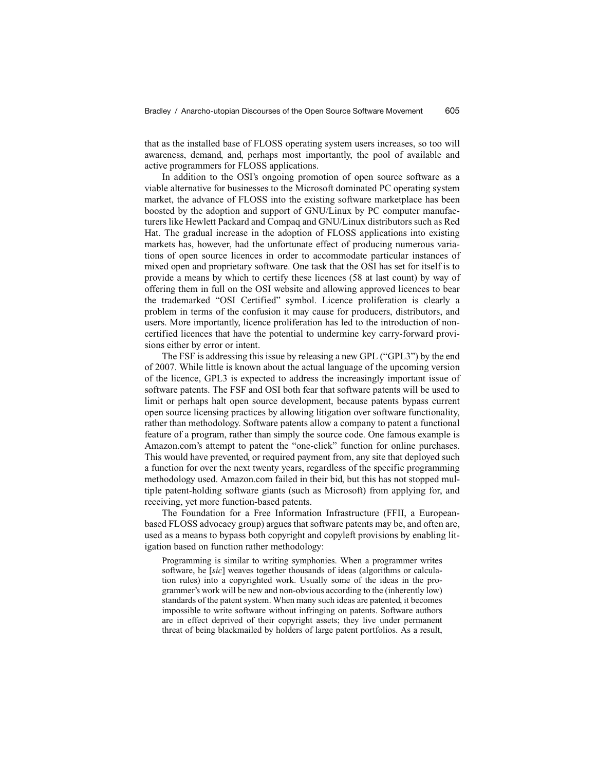that as the installed base of FLOSS operating system users increases, so too will awareness, demand, and, perhaps most importantly, the pool of available and active programmers for FLOSS applications.

In addition to the OSI's ongoing promotion of open source software as a viable alternative for businesses to the Microsoft dominated PC operating system market, the advance of FLOSS into the existing software marketplace has been boosted by the adoption and support of GNU/Linux by PC computer manufacturers like Hewlett Packard and Compaq and GNU/Linux distributors such as Red Hat. The gradual increase in the adoption of FLOSS applications into existing markets has, however, had the unfortunate effect of producing numerous variations of open source licences in order to accommodate particular instances of mixed open and proprietary software. One task that the OSI has set for itself is to provide a means by which to certify these licences (58 at last count) by way of offering them in full on the OSI website and allowing approved licences to bear the trademarked "OSI Certified" symbol. Licence proliferation is clearly a problem in terms of the confusion it may cause for producers, distributors, and users. More importantly, licence proliferation has led to the introduction of non-certified licences that have the potential to undermine key carry-forward provisions either by error or intent.

The FSF is addressing this issue by releasing a new GPL ("GPL3") by the end of 2007. While little is known about the actual language of the upcoming version of the licence, GPL3 is expected to address the increasingly important issue of software patents. The FSF and OSI both fear that software patents will be used to limit or perhaps halt open source development, because patents bypass current open source licensing practices by allowing litigation over software functionality, rather than methodology. Software patents allow a company to patent a functional feature of a program, rather than simply the source code. One famous example is Amazon.com's attempt to patent the "one-click" function for online purchases. This would have prevented, or required payment from, any site that deployed such a function for over the next twenty years, regardless of the specific programming methodology used. Amazon.com failed in their bid, but this has not stopped multiple patent-holding software giants (such as Microsoft) from applying for, and receiving, yet more function-based patents.

The Foundation for a Free Information Infrastructure (FFII, a European-based FLOSS advocacy group) argues that software patents may be, and often are, used as a means to bypass both copyright and copyleft provisions by enabling litigation based on function rather methodology:

> Programming is similar to writing symphonies. When a programmer writes software, he [*sic*] weaves together thousands of ideas (algorithms or calculation rules) into a copyrighted work. Usually some of the ideas in the programmer's work will be new and non-obvious according to the (inherently low) standards of the patent system. When many such ideas are patented, it becomes impossible to write software without infringing on patents. Software authors are in effect deprived of their copyright assets; they live under permanent threat of being blackmailed by holders of large patent portfolios. As a result,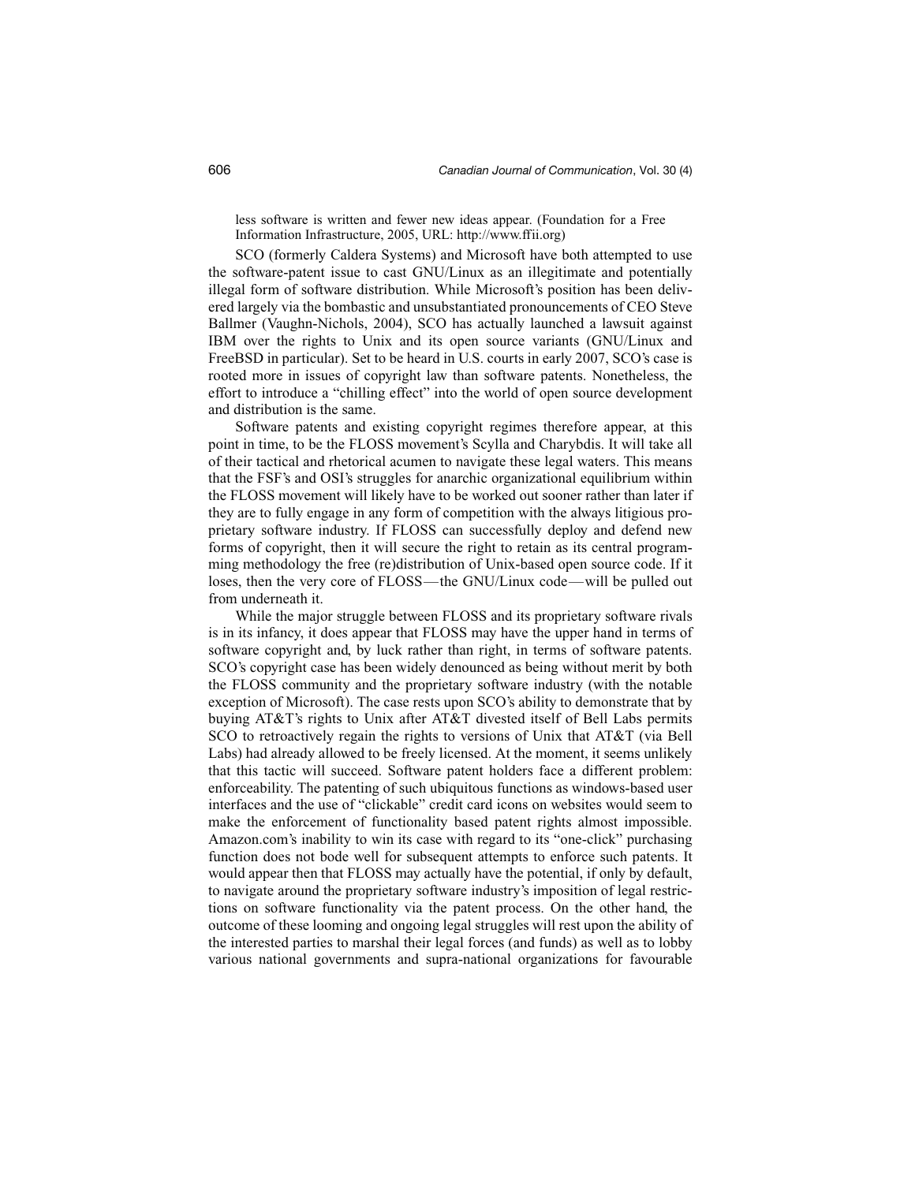less software is written and fewer new ideas appear. (Foundation for a Free Information Infrastructure, 2005, URL: http://www.ffii.org)

SCO (formerly Caldera Systems) and Microsoft have both attempted to use the software-patent issue to cast GNU/Linux as an illegitimate and potentially illegal form of software distribution. While Microsoft's position has been delivered largely via the bombastic and unsubstantiated pronouncements of CEO Steve Ballmer (Vaughn-Nichols, 2004), SCO has actually launched a lawsuit against IBM over the rights to Unix and its open source variants (GNU/Linux and FreeBSD in particular). Set to be heard in U.S. courts in early 2007, SCO's case is rooted more in issues of copyright law than software patents. Nonetheless, the effort to introduce a "chilling effect" into the world of open source development and distribution is the same.

Software patents and existing copyright regimes therefore appear, at this point in time, to be the FLOSS movement's Scylla and Charybdis. It will take all of their tactical and rhetorical acumen to navigate these legal waters. This means that the FSF's and OSI's struggles for anarchic organizational equilibrium within the FLOSS movement will likely have to be worked out sooner rather than later if they are to fully engage in any form of competition with the always litigious proprietary software industry. If FLOSS can successfully deploy and defend new forms of copyright, then it will secure the right to retain as its central programming methodology the free (re)distribution of Unix-based open source code. If it loses, then the very core of FLOSS—the GNU/Linux code—will be pulled out from underneath it.

While the major struggle between FLOSS and its proprietary software rivals is in its infancy, it does appear that FLOSS may have the upper hand in terms of software copyright and, by luck rather than right, in terms of software patents. SCO's copyright case has been widely denounced as being without merit by both the FLOSS community and the proprietary software industry (with the notable exception of Microsoft). The case rests upon SCO's ability to demonstrate that by buying AT&T's rights to Unix after AT&T divested itself of Bell Labs permits SCO to retroactively regain the rights to versions of Unix that AT&T (via Bell Labs) had already allowed to be freely licensed. At the moment, it seems unlikely that this tactic will succeed. Software patent holders face a different problem: enforceability. The patenting of such ubiquitous functions as windows-based user interfaces and the use of "clickable" credit card icons on websites would seem to make the enforcement of functionality based patent rights almost impossible. Amazon.com's inability to win its case with regard to its "one-click" purchasing function does not bode well for subsequent attempts to enforce such patents. It would appear then that FLOSS may actually have the potential, if only by default, to navigate around the proprietary software industry's imposition of legal restrictions on software functionality via the patent process. On the other hand, the outcome of these looming and ongoing legal struggles will rest upon the ability of the interested parties to marshal their legal forces (and funds) as well as to lobby various national governments and supra-national organizations for favourable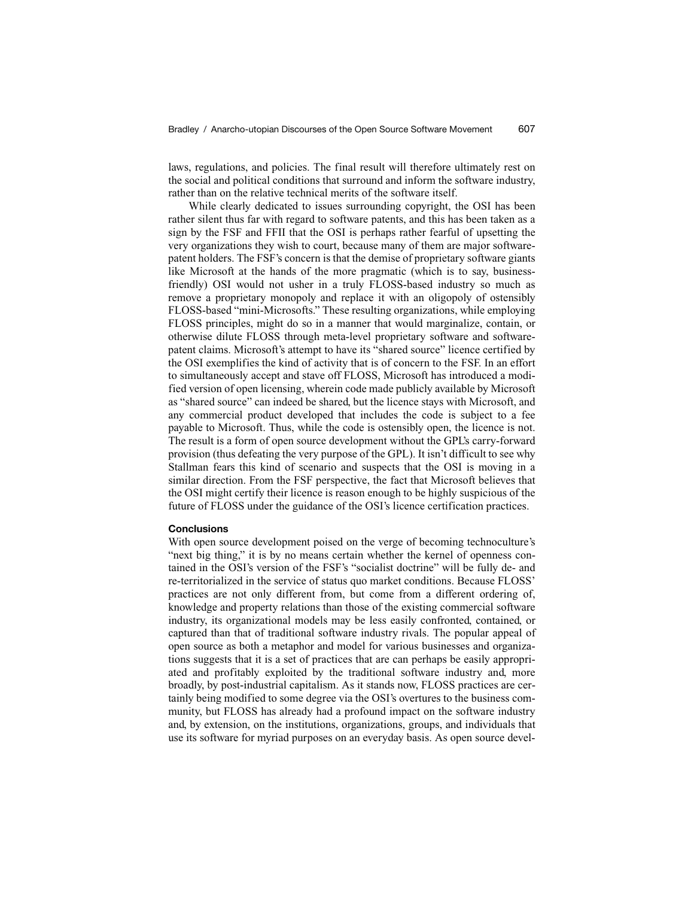laws, regulations, and policies. The final result will therefore ultimately rest on the social and political conditions that surround and inform the software industry, rather than on the relative technical merits of the software itself.

While clearly dedicated to issues surrounding copyright, the OSI has been rather silent thus far with regard to software patents, and this has been taken as a sign by the FSF and FFII that the OSI is perhaps rather fearful of upsetting the very organizations they wish to court, because many of them are major software-patent holders. The FSF's concern is that the demise of proprietary software giants like Microsoft at the hands of the more pragmatic (which is to say, business-friendly) OSI would not usher in a truly FLOSS-based industry so much as remove a proprietary monopoly and replace it with an oligopoly of ostensibly FLOSS-based "mini-Microsofts." These resulting organizations, while employing FLOSS principles, might do so in a manner that would marginalize, contain, or otherwise dilute FLOSS through meta-level proprietary software and software-patent claims. Microsoft's attempt to have its "shared source" licence certified by the OSI exemplifies the kind of activity that is of concern to the FSF. In an effort to simultaneously accept and stave off FLOSS, Microsoft has introduced a modified version of open licensing, wherein code made publicly available by Microsoft as "shared source" can indeed be shared, but the licence stays with Microsoft, and any commercial product developed that includes the code is subject to a fee payable to Microsoft. Thus, while the code is ostensibly open, the licence is not. The result is a form of open source development without the GPL's carry-forward provision (thus defeating the very purpose of the GPL). It isn't difficult to see why Stallman fears this kind of scenario and suspects that the OSI is moving in a similar direction. From the FSF perspective, the fact that Microsoft believes that the OSI might certify their licence is reason enough to be highly suspicious of the future of FLOSS under the guidance of the OSI's licence certification practices.

## Conclusions

With open source development poised on the verge of becoming technoculture's "next big thing," it is by no means certain whether the kernel of openness contained in the OSI's version of the FSF's "socialist doctrine" will be fully de- and re-territorialized in the service of status quo market conditions. Because FLOSS' practices are not only different from, but come from a different ordering of, knowledge and property relations than those of the existing commercial software industry, its organizational models may be less easily confronted, contained, or captured than that of traditional software industry rivals. The popular appeal of open source as both a metaphor and model for various businesses and organizations suggests that it is a set of practices that are can perhaps be easily appropriated and profitably exploited by the traditional software industry and, more broadly, by post-industrial capitalism. As it stands now, FLOSS practices are certainly being modified to some degree via the OSI's overtures to the business community, but FLOSS has already had a profound impact on the software industry and, by extension, on the institutions, organizations, groups, and individuals that use its software for myriad purposes on an everyday basis. As open source devel-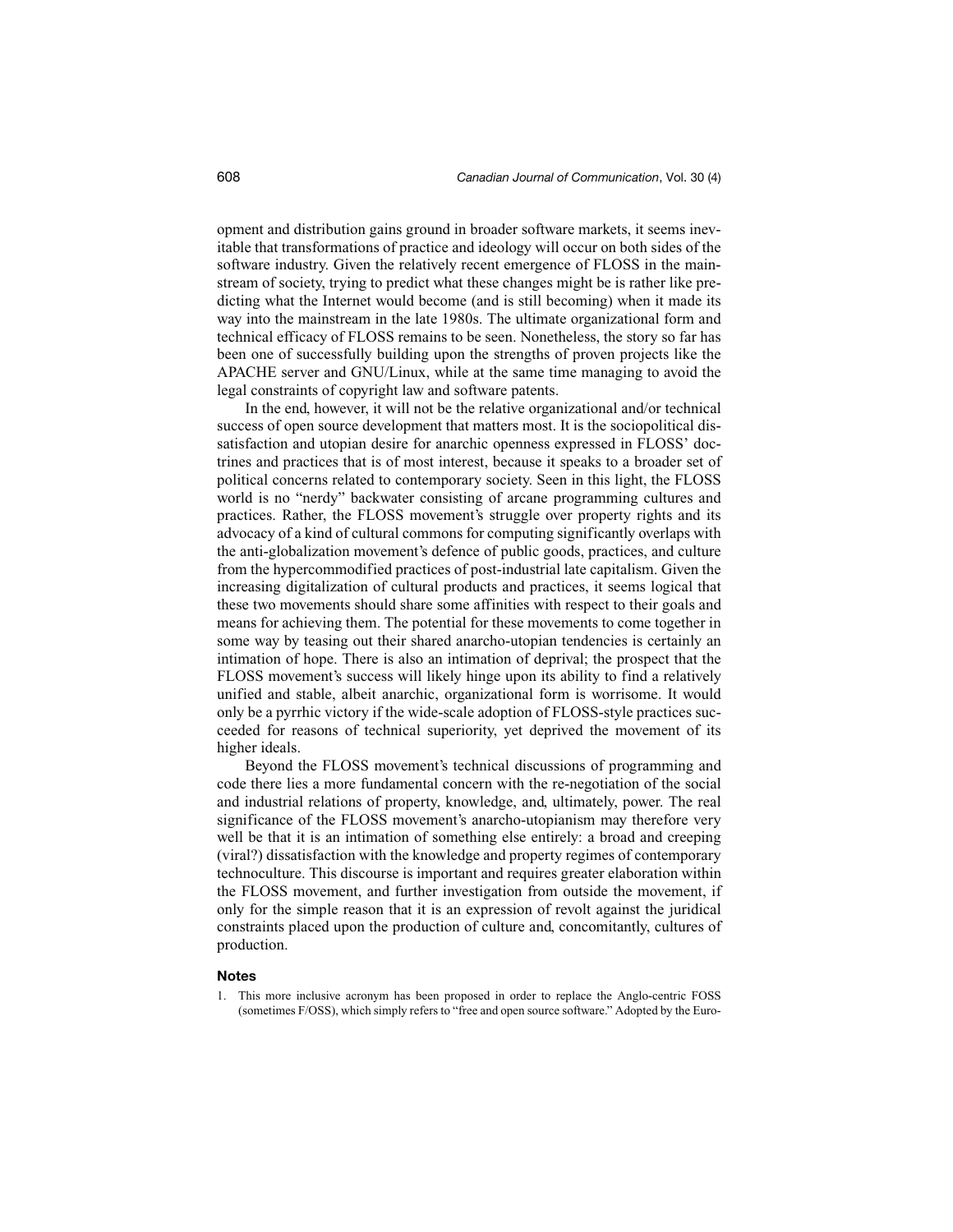opment and distribution gains ground in broader software markets, it seems inevitable that transformations of practice and ideology will occur on both sides of the software industry. Given the relatively recent emergence of FLOSS in the mainstream of society, trying to predict what these changes might be is rather like predicting what the Internet would become (and is still becoming) when it made its way into the mainstream in the late 1980s. The ultimate organizational form and technical efficacy of FLOSS remains to be seen. Nonetheless, the story so far has been one of successfully building upon the strengths of proven projects like the APACHE server and GNU/Linux, while at the same time managing to avoid the legal constraints of copyright law and software patents.

In the end, however, it will not be the relative organizational and/or technical success of open source development that matters most. It is the sociopolitical dissatisfaction and utopian desire for anarchic openness expressed in FLOSS' doctrines and practices that is of most interest, because it speaks to a broader set of political concerns related to contemporary society. Seen in this light, the FLOSS world is no "nerdy" backwater consisting of arcane programming cultures and practices. Rather, the FLOSS movement's struggle over property rights and its advocacy of a kind of cultural commons for computing significantly overlaps with the anti-globalization movement's defence of public goods, practices, and culture from the hypercommodified practices of post-industrial late capitalism. Given the increasing digitalization of cultural products and practices, it seems logical that these two movements should share some affinities with respect to their goals and means for achieving them. The potential for these movements to come together in some way by teasing out their shared anarcho-utopian tendencies is certainly an intimation of hope. There is also an intimation of deprival; the prospect that the FLOSS movement's success will likely hinge upon its ability to find a relatively unified and stable, albeit anarchic, organizational form is worrisome. It would only be a pyrrhic victory if the wide-scale adoption of FLOSS-style practices succeeded for reasons of technical superiority, yet deprived the movement of its higher ideals.

Beyond the FLOSS movement's technical discussions of programming and code there lies a more fundamental concern with the re-negotiation of the social and industrial relations of property, knowledge, and, ultimately, power. The real significance of the FLOSS movement's anarcho-utopianism may therefore very well be that it is an intimation of something else entirely: a broad and creeping (viral?) dissatisfaction with the knowledge and property regimes of contemporary technoculture. This discourse is important and requires greater elaboration within the FLOSS movement, and further investigation from outside the movement, if only for the simple reason that it is an expression of revolt against the juridical constraints placed upon the production of culture and, concomitantly, cultures of production.

## Notes

1. This more inclusive acronym has been proposed in order to replace the Anglo-centric FOSS (sometimes F/OSS), which simply refers to "free and open source software." Adopted by the Euro-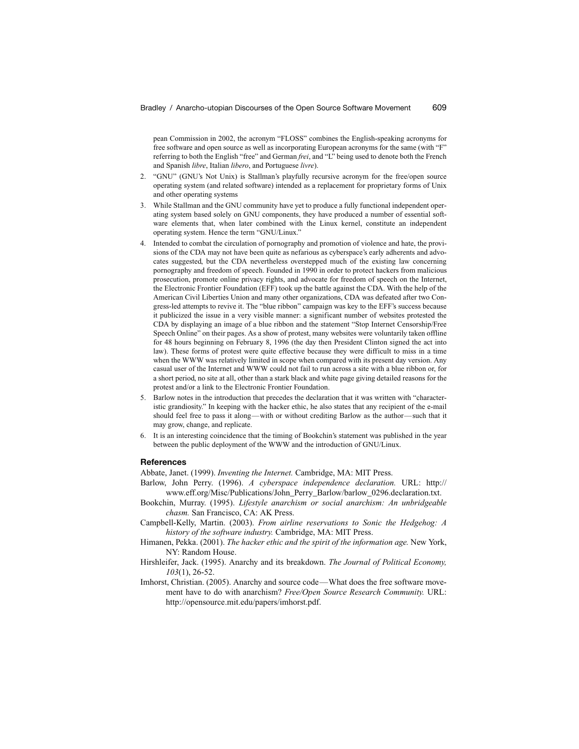pean Commission in 2002, the acronym "FLOSS" combines the English-speaking acronyms for free software and open source as well as incorporating European acronyms for the same (with "F" referring to both the English "free" and German *frei*, and "L" being used to denote both the French and Spanish *libre*, Italian *libero*, and Portuguese *livre*).

2. "GNU" (GNU's Not Unix) is Stallman's playfully recursive acronym for the free/open source operating system (and related software) intended as a replacement for proprietary forms of Unix and other operating systems
3. While Stallman and the GNU community have yet to produce a fully functional independent operating system based solely on GNU components, they have produced a number of essential software elements that, when later combined with the Linux kernel, constitute an independent operating system. Hence the term "GNU/Linux."
4. Intended to combat the circulation of pornography and promotion of violence and hate, the provisions of the CDA may not have been quite as nefarious as cyberspace's early adherents and advocates suggested, but the CDA nevertheless overstepped much of the existing law concerning pornography and freedom of speech. Founded in 1990 in order to protect hackers from malicious prosecution, promote online privacy rights, and advocate for freedom of speech on the Internet, the Electronic Frontier Foundation (EFF) took up the battle against the CDA. With the help of the American Civil Liberties Union and many other organizations, CDA was defeated after two Congress-led attempts to revive it. The "blue ribbon" campaign was key to the EFF's success because it publicized the issue in a very visible manner: a significant number of websites protested the CDA by displaying an image of a blue ribbon and the statement "Stop Internet Censorship/Free Speech Online" on their pages. As a show of protest, many websites were voluntarily taken offline for 48 hours beginning on February 8, 1996 (the day then President Clinton signed the act into law). These forms of protest were quite effective because they were difficult to miss in a time when the WWW was relatively limited in scope when compared with its present day version. Any casual user of the Internet and WWW could not fail to run across a site with a blue ribbon or, for a short period, no site at all, other than a stark black and white page giving detailed reasons for the protest and/or a link to the Electronic Frontier Foundation.
5. Barlow notes in the introduction that precedes the declaration that it was written with "characteristic grandiosity." In keeping with the hacker ethic, he also states that any recipient of the e-mail should feel free to pass it along—with or without crediting Barlow as the author—such that it may grow, change, and replicate.
6. It is an interesting coincidence that the timing of Bookchin's statement was published in the year between the public deployment of the WWW and the introduction of GNU/Linux.

### References

Abbate, Janet. (1999). *Inventing the Internet.* Cambridge, MA: MIT Press.

Barlow, John Perry. (1996). *A cyberspace independence declaration.* URL: http://www.eff.org/Misc/Publications/John_Perry_Barlow/barlow_0296.declaration.txt.

Bookchin, Murray. (1995). *Lifestyle anarchism or social anarchism: An unbridgeable chasm.* San Francisco, CA: AK Press.

Campbell-Kelly, Martin. (2003). *From airline reservations to Sonic the Hedgehog: A history of the software industry.* Cambridge, MA: MIT Press.

Himanen, Pekka. (2001). *The hacker ethic and the spirit of the information age.* New York, NY: Random House.

Hirshleifer, Jack. (1995). Anarchy and its breakdown. *The Journal of Political Economy, 103*(1), 26-52.

Imhorst, Christian. (2005). Anarchy and source code—What does the free software movement have to do with anarchism? *Free/Open Source Research Community.* URL: http://opensource.mit.edu/papers/imhorst.pdf.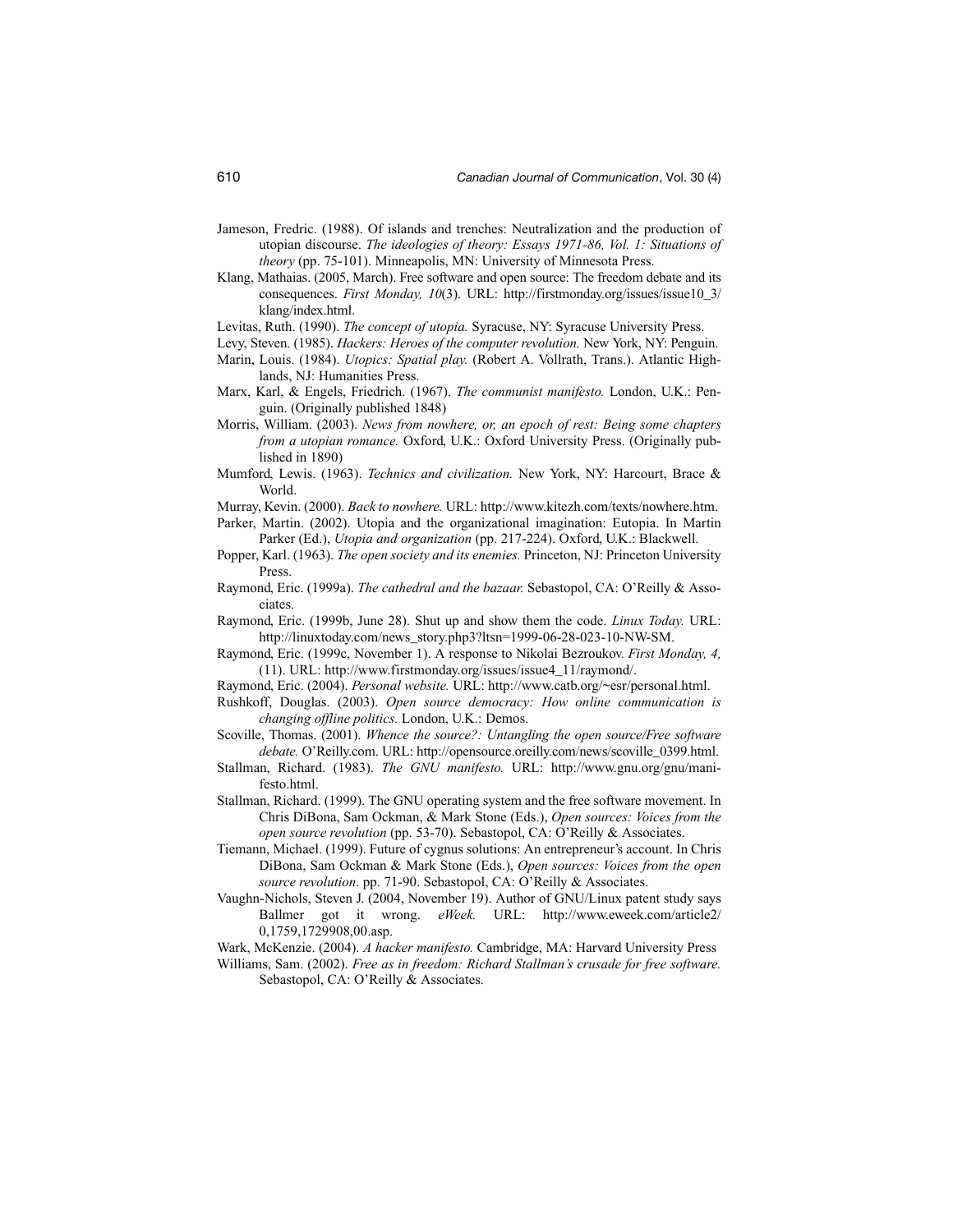Jameson, Fredric. (1988). Of islands and trenches: Neutralization and the production of utopian discourse. *The ideologies of theory: Essays 1971-86, Vol. 1: Situations of theory* (pp. 75-101). Minneapolis, MN: University of Minnesota Press.

Klang, Mathaias. (2005, March). Free software and open source: The freedom debate and its consequences. *First Monday, 10*(3). URL: http://firstmonday.org/issues/issue10_3/klang/index.html.

Levitas, Ruth. (1990). *The concept of utopia.* Syracuse, NY: Syracuse University Press.

Levy, Steven. (1985). *Hackers: Heroes of the computer revolution.* New York, NY: Penguin.

Marin, Louis. (1984). *Utopics: Spatial play.* (Robert A. Vollrath, Trans.). Atlantic Highlands, NJ: Humanities Press.

Marx, Karl, & Engels, Friedrich. (1967). *The communist manifesto.* London, U.K.: Penguin. (Originally published 1848)

Morris, William. (2003). *News from nowhere, or, an epoch of rest: Being some chapters from a utopian romance.* Oxford, U.K.: Oxford University Press. (Originally published in 1890)

Mumford, Lewis. (1963). *Technics and civilization.* New York, NY: Harcourt, Brace & World.

Murray, Kevin. (2000). *Back to nowhere.* URL: http://www.kitezh.com/texts/nowhere.htm.

Parker, Martin. (2002). Utopia and the organizational imagination: Eutopia. In Martin Parker (Ed.), *Utopia and organization* (pp. 217-224). Oxford, U.K.: Blackwell.

Popper, Karl. (1963). *The open society and its enemies.* Princeton, NJ: Princeton University Press.

Raymond, Eric. (1999a). *The cathedral and the bazaar.* Sebastopol, CA: O'Reilly & Associates.

Raymond, Eric. (1999b, June 28). Shut up and show them the code. *Linux Today.* URL: http://linuxtoday.com/news_story.php3?ltsn=1999-06-28-023-10-NW-SM.

Raymond, Eric. (1999c, November 1). A response to Nikolai Bezroukov. *First Monday, 4,* (11). URL: http://www.firstmonday.org/issues/issue4_11/raymond/.

Raymond, Eric. (2004). *Personal website.* URL: http://www.catb.org/~esr/personal.html.

Rushkoff, Douglas. (2003). *Open source democracy: How online communication is changing offline politics.* London, U.K.: Demos.

Scoville, Thomas. (2001). *Whence the source?: Untangling the open source/Free software debate.* O'Reilly.com. URL: http://opensource.oreilly.com/news/scoville_0399.html.

Stallman, Richard. (1983). *The GNU manifesto.* URL: http://www.gnu.org/gnu/manifesto.html.

Stallman, Richard. (1999). The GNU operating system and the free software movement. In Chris DiBona, Sam Ockman, & Mark Stone (Eds.), *Open sources: Voices from the open source revolution* (pp. 53-70). Sebastopol, CA: O'Reilly & Associates.

Tiemann, Michael. (1999). Future of cygnus solutions: An entrepreneur's account. In Chris DiBona, Sam Ockman & Mark Stone (Eds.), *Open sources: Voices from the open source revolution*. pp. 71-90. Sebastopol, CA: O'Reilly & Associates.

Vaughn-Nichols, Steven J. (2004, November 19). Author of GNU/Linux patent study says Ballmer got it wrong. *eWeek.* URL: http://www.eweek.com/article2/0,1759,1729908,00.asp.

Wark, McKenzie. (2004). *A hacker manifesto.* Cambridge, MA: Harvard University Press

Williams, Sam. (2002). *Free as in freedom: Richard Stallman's crusade for free software.* Sebastopol, CA: O'Reilly & Associates.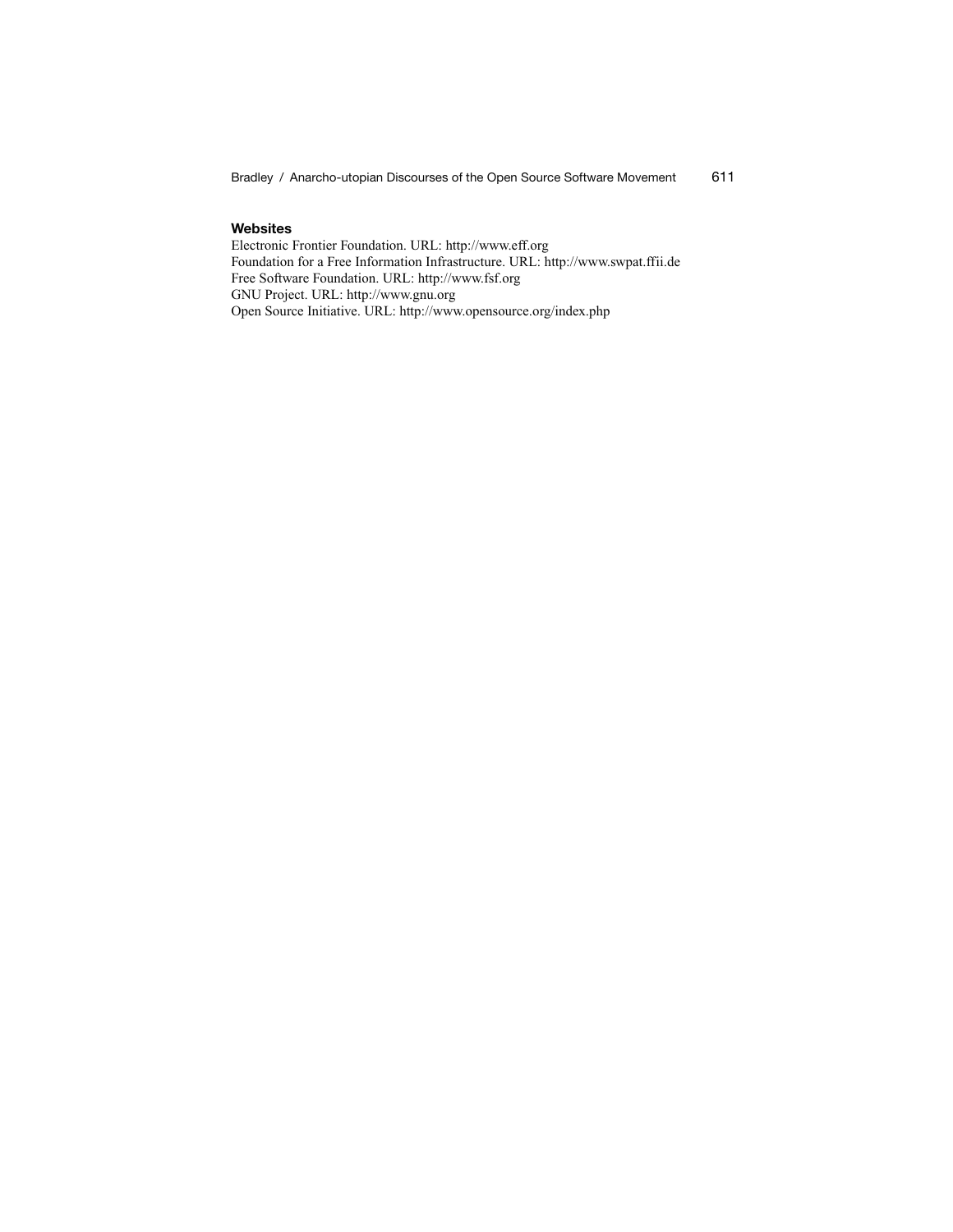**Websites**

Electronic Frontier Foundation. URL: http://www.eff.org
Foundation for a Free Information Infrastructure. URL: http://www.swpat.ffii.de
Free Software Foundation. URL: http://www.fsf.org
GNU Project. URL: http://www.gnu.org
Open Source Initiative. URL: http://www.opensource.org/index.php